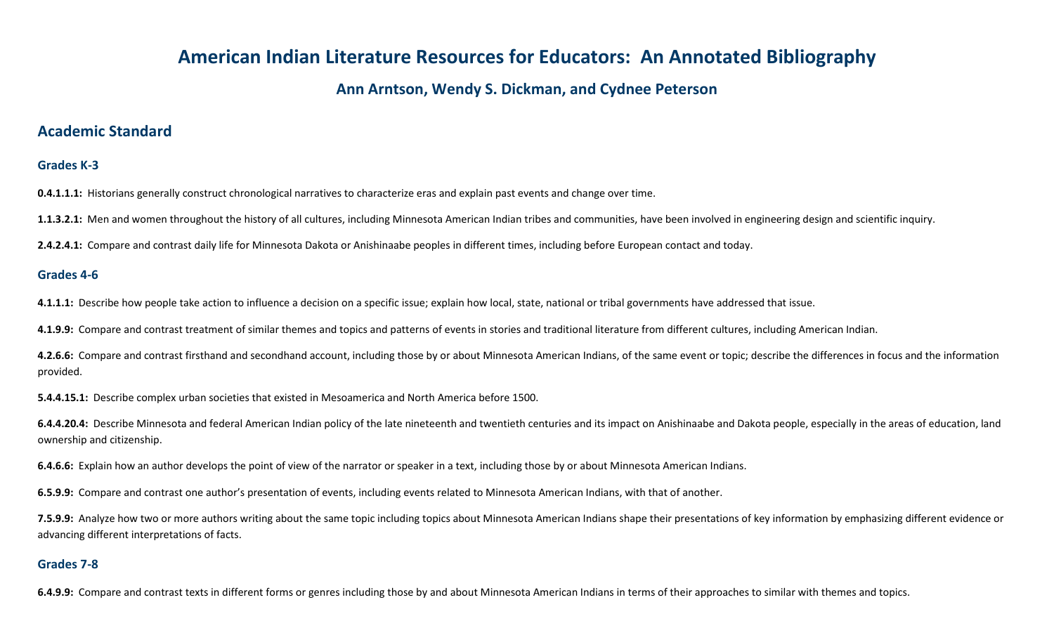# American Indian Literature Resources for Educators: An Annotated Bibliography

### Ann Arntson, Wendy S. Dickman, and Cydnee Peterson

## Academic Standard

### Grades K-3

**0.4.1.1.1:** Historians generally construct chronological narratives to characterize eras and explain past events and change over time.

**1.1.3.2.1:** Men and women throughout the history of all cultures, including Minnesota American Indian tribes and communities, have been involved in engineering design and scientific inquiry.

**2.4.2.4.1:** Compare and contrast daily life for Minnesota Dakota or Anishinaabe peoples in different times, including before European contact and today.

### Grades 4-6

**4.1.1.1:** Describe how people take action to influence a decision on a specific issue; explain how local, state, national or tribal governments have addressed that issue.

**4.1.9.9:** Compare and contrast treatment of similar themes and topics and patterns of events in stories and traditional literature from different cultures, including American Indian.

**4.2.6.6:** Compare and contrast firsthand and secondhand account, including those by or about Minnesota American Indians, of the same event or topic; describe the differences in focus and the information provided.

**5.4.4.15.1:** Describe complex urban societies that existed in Mesoamerica and North America before 1500.

**6.4.4.20.4:** Describe Minnesota and federal American Indian policy of the late nineteenth and twentieth centuries and its impact on Anishinaabe and Dakota people, especially in the areas of education, land ownership and citizenship.

**6.4.6.6:** Explain how an author develops the point of view of the narrator or speaker in a text, including those by or about Minnesota American Indians.

**6.5.9.9:** Compare and contrast one author's presentation of events, including events related to Minnesota American Indians, with that of another.

**7.5.9.9:** Analyze how two or more authors writing about the same topic including topics about Minnesota American Indians shape their presentations of key information by emphasizing different evidence or advancing different interpretations of facts.

### Grades 7-8

**6.4.9.9:** Compare and contrast texts in different forms or genres including those by and about Minnesota American Indians in terms of their approaches to similar with themes and topics.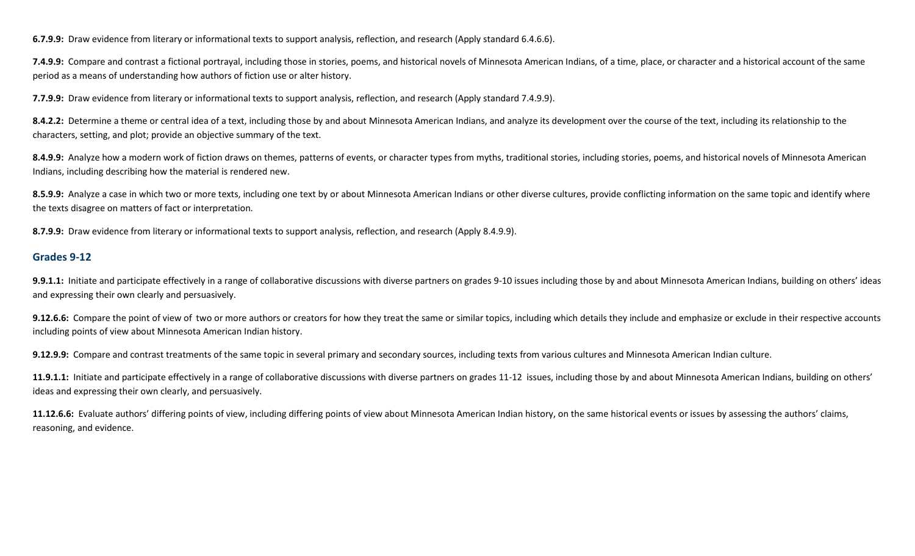**6.7.9.9:** Draw evidence from literary or informational texts to support analysis, reflection, and research (Apply standard 6.4.6.6).

**7.4.9.9:** Compare and contrast a fictional portrayal, including those in stories, poems, and historical novels of Minnesota American Indians, of a time, place, or character and a historical account of the same period as a means of understanding how authors of fiction use or alter history.

**7.7.9.9:** Draw evidence from literary or informational texts to support analysis, reflection, and research (Apply standard 7.4.9.9).

**8.4.2.2:** Determine a theme or central idea of a text, including those by and about Minnesota American Indians, and analyze its development over the course of the text, including its relationship to the characters, setting, and plot; provide an objective summary of the text.

**8.4.9.9:** Analyze how a modern work of fiction draws on themes, patterns of events, or character types from myths, traditional stories, including stories, poems, and historical novels of Minnesota American Indians, including describing how the material is rendered new.

**8.5.9.9:** Analyze a case in which two or more texts, including one text by or about Minnesota American Indians or other diverse cultures, provide conflicting information on the same topic and identify where the texts disagree on matters of fact or interpretation.

**8.7.9.9:** Draw evidence from literary or informational texts to support analysis, reflection, and research (Apply 8.4.9.9).

## Grades 9-12

**9.9.1.1:** Initiate and participate effectively in a range of collaborative discussions with diverse partners on grades 9-10 issues including those by and about Minnesota American Indians, building on others' ideas and expressing their own clearly and persuasively.

**9.12.6.6:** Compare the point of view of two or more authors or creators for how they treat the same or similar topics, including which details they include and emphasize or exclude in their respective accounts including points of view about Minnesota American Indian history.

**9.12.9.9:** Compare and contrast treatments of the same topic in several primary and secondary sources, including texts from various cultures and Minnesota American Indian culture.

**11.9.1.1:** Initiate and participate effectively in a range of collaborative discussions with diverse partners on grades 11-12 issues, including those by and about Minnesota American Indians, building on others' ideas and expressing their own clearly, and persuasively.

**11.12.6.6:** Evaluate authors' differing points of view, including differing points of view about Minnesota American Indian history, on the same historical events or issues by assessing the authors' claims, reasoning, and evidence.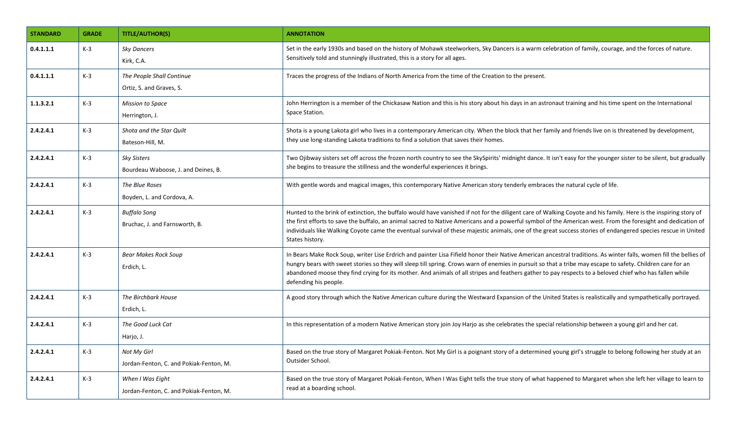| STANDARD | GRADE | TITLE/AUTHOR(S) | ANNOTATION |
|---|---|---|---|
| 0.4.1.1.1 | K-3 | *Sky Dancers*<br>Kirk, C.A. | Set in the early 1930s and based on the history of Mohawk steelworkers, Sky Dancers is a warm celebration of family, courage, and the forces of nature. Sensitively told and stunningly illustrated, this is a story for all ages. |
| 0.4.1.1.1 | K-3 | *The People Shall Continue*<br>Ortiz, S. and Graves, S. | Traces the progress of the Indians of North America from the time of the Creation to the present. |
| 1.1.3.2.1 | K-3 | *Mission to Space*<br>Herrington, J. | John Herrington is a member of the Chickasaw Nation and this is his story about his days in an astronaut training and his time spent on the International Space Station. |
| 2.4.2.4.1 | K-3 | *Shota and the Star Quilt*<br>Bateson-Hill, M. | Shota is a young Lakota girl who lives in a contemporary American city. When the block that her family and friends live on is threatened by development, they use long-standing Lakota traditions to find a solution that saves their homes. |
| 2.4.2.4.1 | K-3 | *Sky Sisters*<br>Bourdeau Waboose, J. and Deines, B. | Two Ojibway sisters set off across the frozen north country to see the SkySpirits' midnight dance. It isn't easy for the younger sister to be silent, but gradually she begins to treasure the stillness and the wonderful experiences it brings. |
| 2.4.2.4.1 | K-3 | *The Blue Roses*<br>Boyden, L. and Cordova, A. | With gentle words and magical images, this contemporary Native American story tenderly embraces the natural cycle of life. |
| 2.4.2.4.1 | K-3 | *Buffalo Song*<br>Bruchac, J. and Farnsworth, B. | Hunted to the brink of extinction, the buffalo would have vanished if not for the diligent care of Walking Coyote and his family. Here is the inspiring story of the first efforts to save the buffalo, an animal sacred to Native Americans and a powerful symbol of the American west. From the foresight and dedication of individuals like Walking Coyote came the eventual survival of these majestic animals, one of the great success stories of endangered species rescue in United States history. |
| 2.4.2.4.1 | K-3 | *Bear Makes Rock Soup*<br>Erdich, L. | In Bears Make Rock Soup, writer Lise Erdrich and painter Lisa Fifield honor their Native American ancestral traditions. As winter falls, women fill the bellies of hungry bears with sweet stories so they will sleep till spring. Crows warn of enemies in pursuit so that a tribe may escape to safety. Children care for an abandoned moose they find crying for its mother. And animals of all stripes and feathers gather to pay respects to a beloved chief who has fallen while defending his people. |
| 2.4.2.4.1 | K-3 | *The Birchbark House*<br>Erdich, L. | A good story through which the Native American culture during the Westward Expansion of the United States is realistically and sympathetically portrayed. |
| 2.4.2.4.1 | K-3 | *The Good Luck Cat*<br>Harjo, J. | In this representation of a modern Native American story join Joy Harjo as she celebrates the special relationship between a young girl and her cat. |
| 2.4.2.4.1 | K-3 | *Not My Girl*<br>Jordan-Fenton, C. and Pokiak-Fenton, M. | Based on the true story of Margaret Pokiak-Fenton. Not My Girl is a poignant story of a determined young girl's struggle to belong following her study at an Outsider School. |
| 2.4.2.4.1 | K-3 | *When I Was Eight*<br>Jordan-Fenton, C. and Pokiak-Fenton, M. | Based on the true story of Margaret Pokiak-Fenton, When I Was Eight tells the true story of what happened to Margaret when she left her village to learn to read at a boarding school. |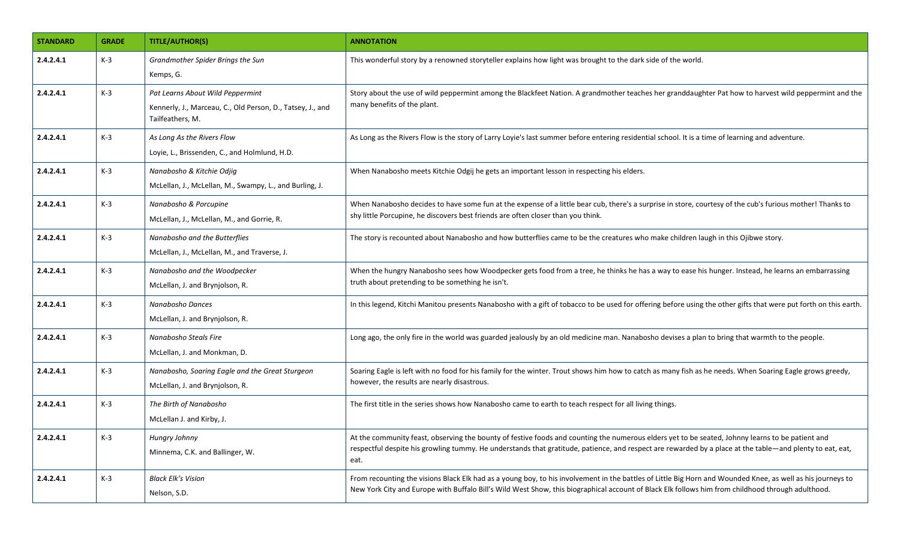| STANDARD | GRADE | TITLE/AUTHOR(S) | ANNOTATION |
|---|---|---|---|
| **2.4.2.4.1** | K-3 | *Grandmother Spider Brings the Sun*<br>Kemps, G. | This wonderful story by a renowned storyteller explains how light was brought to the dark side of the world. |
| **2.4.2.4.1** | K-3 | *Pat Learns About Wild Peppermint*<br>Kennerly, J., Marceau, C., Old Person, D., Tatsey, J., and Tailfeathers, M. | Story about the use of wild peppermint among the Blackfeet Nation. A grandmother teaches her granddaughter Pat how to harvest wild peppermint and the many benefits of the plant. |
| **2.4.2.4.1** | K-3 | *As Long As the Rivers Flow*<br>Loyie, L., Brissenden, C., and Holmlund, H.D. | As Long as the Rivers Flow is the story of Larry Loyie's last summer before entering residential school. It is a time of learning and adventure. |
| **2.4.2.4.1** | K-3 | *Nanabosho & Kitchie Odjig*<br>McLellan, J., McLellan, M., Swampy, L., and Burling, J. | When Nanabosho meets Kitchie Odgij he gets an important lesson in respecting his elders. |
| **2.4.2.4.1** | K-3 | *Nanabosho & Porcupine*<br>McLellan, J., McLellan, M., and Gorrie, R. | When Nanabosho decides to have some fun at the expense of a little bear cub, there's a surprise in store, courtesy of the cub's furious mother! Thanks to shy little Porcupine, he discovers best friends are often closer than you think. |
| **2.4.2.4.1** | K-3 | *Nanabosho and the Butterflies*<br>McLellan, J., McLellan, M., and Traverse, J. | The story is recounted about Nanabosho and how butterflies came to be the creatures who make children laugh in this Ojibwe story. |
| **2.4.2.4.1** | K-3 | *Nanabosho and the Woodpecker*<br>McLellan, J. and Brynjolson, R. | When the hungry Nanabosho sees how Woodpecker gets food from a tree, he thinks he has a way to ease his hunger. Instead, he learns an embarrassing truth about pretending to be something he isn't. |
| **2.4.2.4.1** | K-3 | *Nanabosho Dances*<br>McLellan, J. and Brynjolson, R. | In this legend, Kitchi Manitou presents Nanabosho with a gift of tobacco to be used for offering before using the other gifts that were put forth on this earth. |
| **2.4.2.4.1** | K-3 | *Nanabosho Steals Fire*<br>McLellan, J. and Monkman, D. | Long ago, the only fire in the world was guarded jealously by an old medicine man. Nanabosho devises a plan to bring that warmth to the people. |
| **2.4.2.4.1** | K-3 | *Nanabosho, Soaring Eagle and the Great Sturgeon*<br>McLellan, J. and Brynjolson, R. | Soaring Eagle is left with no food for his family for the winter. Trout shows him how to catch as many fish as he needs. When Soaring Eagle grows greedy, however, the results are nearly disastrous. |
| **2.4.2.4.1** | K-3 | *The Birth of Nanabosho*<br>McLellan J. and Kirby, J. | The first title in the series shows how Nanabosho came to earth to teach respect for all living things. |
| **2.4.2.4.1** | K-3 | *Hungry Johnny*<br>Minnema, C.K. and Ballinger, W. | At the community feast, observing the bounty of festive foods and counting the numerous elders yet to be seated, Johnny learns to be patient and respectful despite his growling tummy. He understands that gratitude, patience, and respect are rewarded by a place at the table—and plenty to eat, eat, eat. |
| **2.4.2.4.1** | K-3 | *Black Elk's Vision*<br>Nelson, S.D. | From recounting the visions Black Elk had as a young boy, to his involvement in the battles of Little Big Horn and Wounded Knee, as well as his journeys to New York City and Europe with Buffalo Bill's Wild West Show, this biographical account of Black Elk follows him from childhood through adulthood. |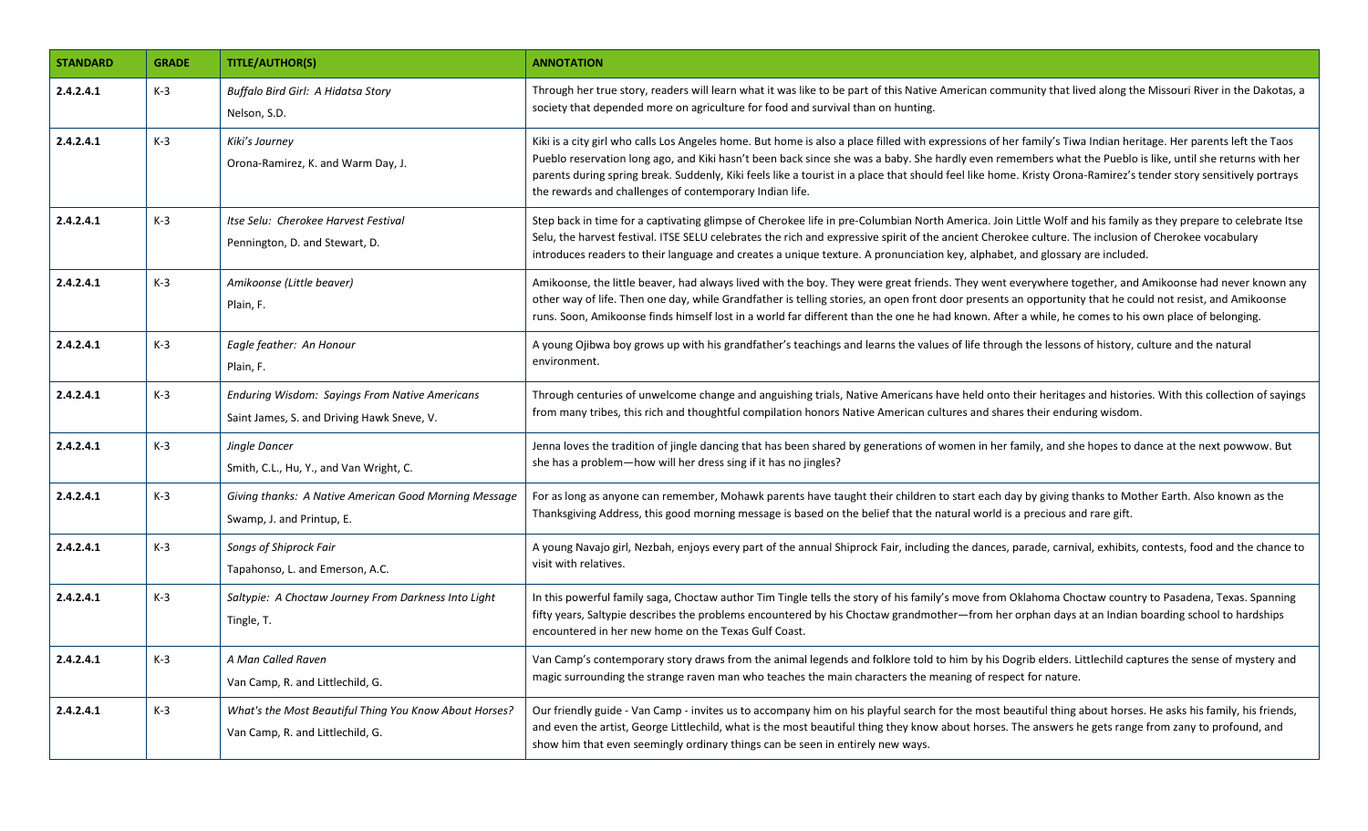| STANDARD | GRADE | TITLE/AUTHOR(S) | ANNOTATION |
|---|---|---|---|
| **2.4.2.4.1** | K-3 | *Buffalo Bird Girl: A Hidatsa Story*<br>Nelson, S.D. | Through her true story, readers will learn what it was like to be part of this Native American community that lived along the Missouri River in the Dakotas, a society that depended more on agriculture for food and survival than on hunting. |
| **2.4.2.4.1** | K-3 | *Kiki's Journey*<br>Orona-Ramirez, K. and Warm Day, J. | Kiki is a city girl who calls Los Angeles home. But home is also a place filled with expressions of her family's Tiwa Indian heritage. Her parents left the Taos Pueblo reservation long ago, and Kiki hasn't been back since she was a baby. She hardly even remembers what the Pueblo is like, until she returns with her parents during spring break. Suddenly, Kiki feels like a tourist in a place that should feel like home. Kristy Orona-Ramirez's tender story sensitively portrays the rewards and challenges of contemporary Indian life. |
| **2.4.2.4.1** | K-3 | *Itse Selu: Cherokee Harvest Festival*<br>Pennington, D. and Stewart, D. | Step back in time for a captivating glimpse of Cherokee life in pre-Columbian North America. Join Little Wolf and his family as they prepare to celebrate Itse Selu, the harvest festival. ITSE SELU celebrates the rich and expressive spirit of the ancient Cherokee culture. The inclusion of Cherokee vocabulary introduces readers to their language and creates a unique texture. A pronunciation key, alphabet, and glossary are included. |
| **2.4.2.4.1** | K-3 | *Amikoonse (Little beaver)*<br>Plain, F. | Amikoonse, the little beaver, had always lived with the boy. They were great friends. They went everywhere together, and Amikoonse had never known any other way of life. Then one day, while Grandfather is telling stories, an open front door presents an opportunity that he could not resist, and Amikoonse runs. Soon, Amikoonse finds himself lost in a world far different than the one he had known. After a while, he comes to his own place of belonging. |
| **2.4.2.4.1** | K-3 | *Eagle feather: An Honour*<br>Plain, F. | A young Ojibwa boy grows up with his grandfather's teachings and learns the values of life through the lessons of history, culture and the natural environment. |
| **2.4.2.4.1** | K-3 | *Enduring Wisdom: Sayings From Native Americans*<br>Saint James, S. and Driving Hawk Sneve, V. | Through centuries of unwelcome change and anguishing trials, Native Americans have held onto their heritages and histories. With this collection of sayings from many tribes, this rich and thoughtful compilation honors Native American cultures and shares their enduring wisdom. |
| **2.4.2.4.1** | K-3 | *Jingle Dancer*<br>Smith, C.L., Hu, Y., and Van Wright, C. | Jenna loves the tradition of jingle dancing that has been shared by generations of women in her family, and she hopes to dance at the next powwow. But she has a problem—how will her dress sing if it has no jingles? |
| **2.4.2.4.1** | K-3 | *Giving thanks: A Native American Good Morning Message*<br>Swamp, J. and Printup, E. | For as long as anyone can remember, Mohawk parents have taught their children to start each day by giving thanks to Mother Earth. Also known as the Thanksgiving Address, this good morning message is based on the belief that the natural world is a precious and rare gift. |
| **2.4.2.4.1** | K-3 | *Songs of Shiprock Fair*<br>Tapahonso, L. and Emerson, A.C. | A young Navajo girl, Nezbah, enjoys every part of the annual Shiprock Fair, including the dances, parade, carnival, exhibits, contests, food and the chance to visit with relatives. |
| **2.4.2.4.1** | K-3 | *Saltypie: A Choctaw Journey From Darkness Into Light*<br>Tingle, T. | In this powerful family saga, Choctaw author Tim Tingle tells the story of his family's move from Oklahoma Choctaw country to Pasadena, Texas. Spanning fifty years, Saltypie describes the problems encountered by his Choctaw grandmother—from her orphan days at an Indian boarding school to hardships encountered in her new home on the Texas Gulf Coast. |
| **2.4.2.4.1** | K-3 | *A Man Called Raven*<br>Van Camp, R. and Littlechild, G. | Van Camp's contemporary story draws from the animal legends and folklore told to him by his Dogrib elders. Littlechild captures the sense of mystery and magic surrounding the strange raven man who teaches the main characters the meaning of respect for nature. |
| **2.4.2.4.1** | K-3 | *What's the Most Beautiful Thing You Know About Horses?*<br>Van Camp, R. and Littlechild, G. | Our friendly guide - Van Camp - invites us to accompany him on his playful search for the most beautiful thing about horses. He asks his family, his friends, and even the artist, George Littlechild, what is the most beautiful thing they know about horses. The answers he gets range from zany to profound, and show him that even seemingly ordinary things can be seen in entirely new ways. |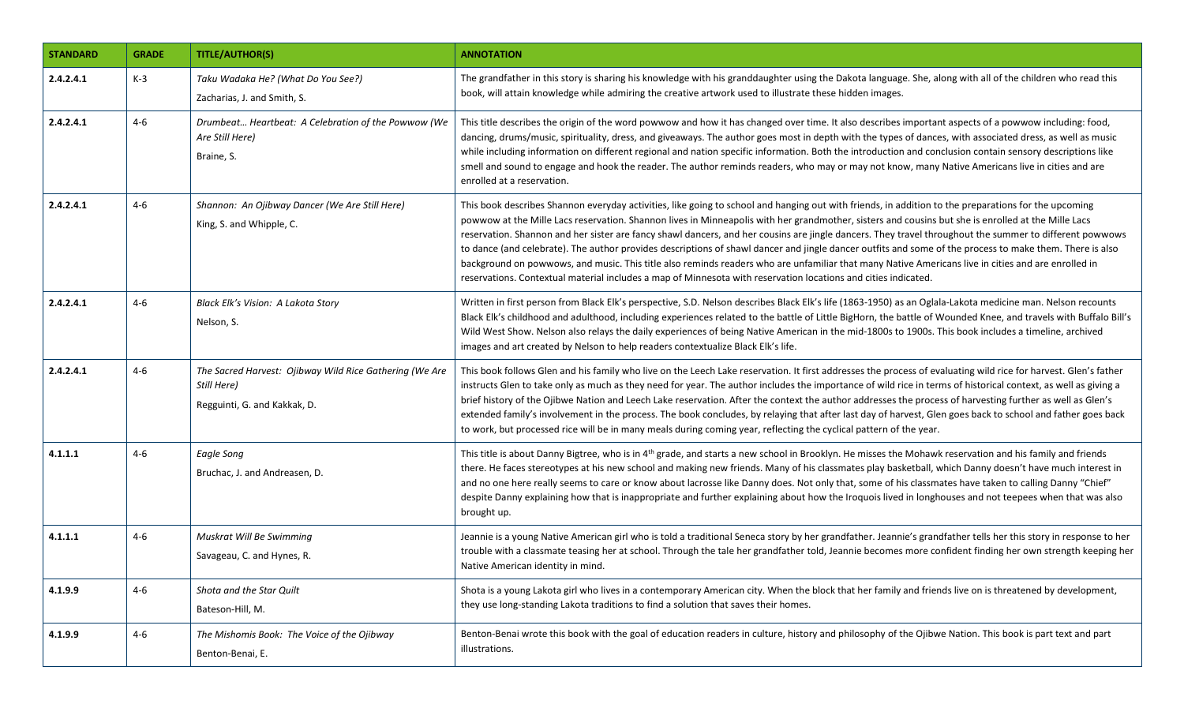| STANDARD | GRADE | TITLE/AUTHOR(S) | ANNOTATION |
|---|---|---|---|
| 2.4.2.4.1 | K-3 | *Taku Wadaka He? (What Do You See?)* Zacharias, J. and Smith, S. | The grandfather in this story is sharing his knowledge with his granddaughter using the Dakota language. She, along with all of the children who read this book, will attain knowledge while admiring the creative artwork used to illustrate these hidden images. |
| 2.4.2.4.1 | 4-6 | *Drumbeat… Heartbeat: A Celebration of the Powwow (We Are Still Here)* Braine, S. | This title describes the origin of the word powwow and how it has changed over time. It also describes important aspects of a powwow including: food, dancing, drums/music, spirituality, dress, and giveaways. The author goes most in depth with the types of dances, with associated dress, as well as music while including information on different regional and nation specific information. Both the introduction and conclusion contain sensory descriptions like smell and sound to engage and hook the reader. The author reminds readers, who may or may not know, many Native Americans live in cities and are enrolled at a reservation. |
| 2.4.2.4.1 | 4-6 | *Shannon: An Ojibway Dancer (We Are Still Here)* King, S. and Whipple, C. | This book describes Shannon everyday activities, like going to school and hanging out with friends, in addition to the preparations for the upcoming powwow at the Mille Lacs reservation. Shannon lives in Minneapolis with her grandmother, sisters and cousins but she is enrolled at the Mille Lacs reservation. Shannon and her sister are fancy shawl dancers, and her cousins are jingle dancers. They travel throughout the summer to different powwows to dance (and celebrate). The author provides descriptions of shawl dancer and jingle dancer outfits and some of the process to make them. There is also background on powwows, and music. This title also reminds readers who are unfamiliar that many Native Americans live in cities and are enrolled in reservations. Contextual material includes a map of Minnesota with reservation locations and cities indicated. |
| 2.4.2.4.1 | 4-6 | *Black Elk's Vision: A Lakota Story* Nelson, S. | Written in first person from Black Elk's perspective, S.D. Nelson describes Black Elk's life (1863-1950) as an Oglala-Lakota medicine man. Nelson recounts Black Elk's childhood and adulthood, including experiences related to the battle of Little BigHorn, the battle of Wounded Knee, and travels with Buffalo Bill's Wild West Show. Nelson also relays the daily experiences of being Native American in the mid-1800s to 1900s. This book includes a timeline, archived images and art created by Nelson to help readers contextualize Black Elk's life. |
| 2.4.2.4.1 | 4-6 | *The Sacred Harvest: Ojibway Wild Rice Gathering (We Are Still Here)* Regguinti, G. and Kakkak, D. | This book follows Glen and his family who live on the Leech Lake reservation. It first addresses the process of evaluating wild rice for harvest. Glen's father instructs Glen to take only as much as they need for year. The author includes the importance of wild rice in terms of historical context, as well as giving a brief history of the Ojibwe Nation and Leech Lake reservation. After the context the author addresses the process of harvesting further as well as Glen's extended family's involvement in the process. The book concludes, by relaying that after last day of harvest, Glen goes back to school and father goes back to work, but processed rice will be in many meals during coming year, reflecting the cyclical pattern of the year. |
| 4.1.1.1 | 4-6 | *Eagle Song* Bruchac, J. and Andreasen, D. | This title is about Danny Bigtree, who is in 4th grade, and starts a new school in Brooklyn. He misses the Mohawk reservation and his family and friends there. He faces stereotypes at his new school and making new friends. Many of his classmates play basketball, which Danny doesn't have much interest in and no one here really seems to care or know about lacrosse like Danny does. Not only that, some of his classmates have taken to calling Danny "Chief" despite Danny explaining how that is inappropriate and further explaining about how the Iroquois lived in longhouses and not teepees when that was also brought up. |
| 4.1.1.1 | 4-6 | *Muskrat Will Be Swimming* Savageau, C. and Hynes, R. | Jeannie is a young Native American girl who is told a traditional Seneca story by her grandfather. Jeannie's grandfather tells her this story in response to her trouble with a classmate teasing her at school. Through the tale her grandfather told, Jeannie becomes more confident finding her own strength keeping her Native American identity in mind. |
| 4.1.9.9 | 4-6 | *Shota and the Star Quilt* Bateson-Hill, M. | Shota is a young Lakota girl who lives in a contemporary American city. When the block that her family and friends live on is threatened by development, they use long-standing Lakota traditions to find a solution that saves their homes. |
| 4.1.9.9 | 4-6 | *The Mishomis Book: The Voice of the Ojibway* Benton-Benai, E. | Benton-Benai wrote this book with the goal of education readers in culture, history and philosophy of the Ojibwe Nation. This book is part text and part illustrations. |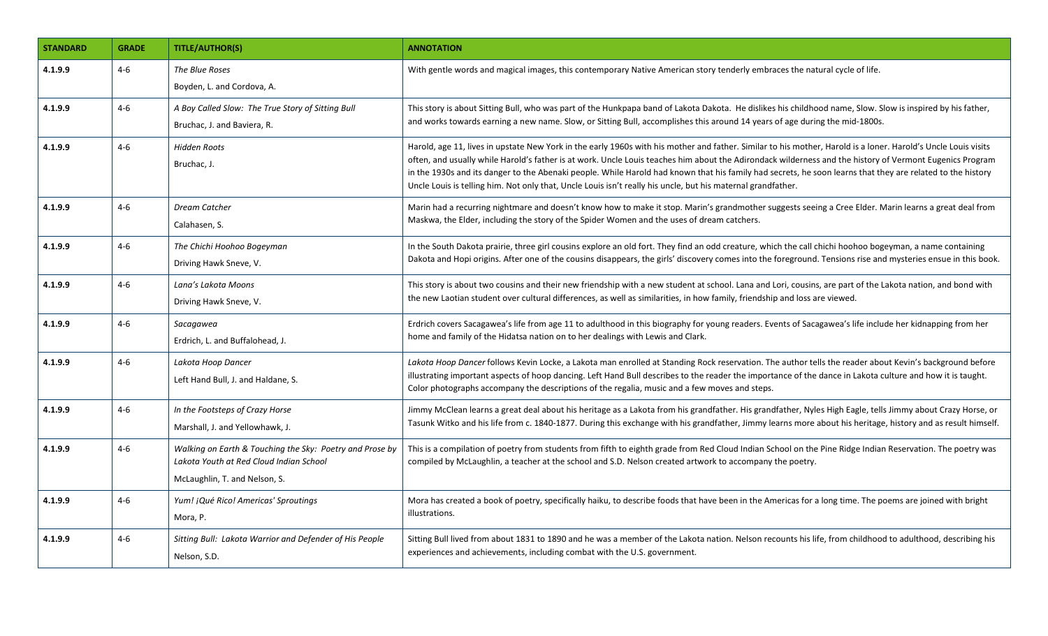| STANDARD | GRADE | TITLE/AUTHOR(S) | ANNOTATION |
|---|---|---|---|
| 4.1.9.9 | 4-6 | *The Blue Roses*<br>Boyden, L. and Cordova, A. | With gentle words and magical images, this contemporary Native American story tenderly embraces the natural cycle of life. |
| 4.1.9.9 | 4-6 | *A Boy Called Slow: The True Story of Sitting Bull*<br>Bruchac, J. and Baviera, R. | This story is about Sitting Bull, who was part of the Hunkpapa band of Lakota Dakota. He dislikes his childhood name, Slow. Slow is inspired by his father, and works towards earning a new name. Slow, or Sitting Bull, accomplishes this around 14 years of age during the mid-1800s. |
| 4.1.9.9 | 4-6 | *Hidden Roots*<br>Bruchac, J. | Harold, age 11, lives in upstate New York in the early 1960s with his mother and father. Similar to his mother, Harold is a loner. Harold's Uncle Louis visits often, and usually while Harold's father is at work. Uncle Louis teaches him about the Adirondack wilderness and the history of Vermont Eugenics Program in the 1930s and its danger to the Abenaki people. While Harold had known that his family had secrets, he soon learns that they are related to the history Uncle Louis is telling him. Not only that, Uncle Louis isn't really his uncle, but his maternal grandfather. |
| 4.1.9.9 | 4-6 | *Dream Catcher*<br>Calahasen, S. | Marin had a recurring nightmare and doesn't know how to make it stop. Marin's grandmother suggests seeing a Cree Elder. Marin learns a great deal from Maskwa, the Elder, including the story of the Spider Women and the uses of dream catchers. |
| 4.1.9.9 | 4-6 | *The Chichi Hoohoo Bogeyman*<br>Driving Hawk Sneve, V. | In the South Dakota prairie, three girl cousins explore an old fort. They find an odd creature, which the call chichi hoohoo bogeyman, a name containing Dakota and Hopi origins. After one of the cousins disappears, the girls' discovery comes into the foreground. Tensions rise and mysteries ensue in this book. |
| 4.1.9.9 | 4-6 | *Lana's Lakota Moons*<br>Driving Hawk Sneve, V. | This story is about two cousins and their new friendship with a new student at school. Lana and Lori, cousins, are part of the Lakota nation, and bond with the new Laotian student over cultural differences, as well as similarities, in how family, friendship and loss are viewed. |
| 4.1.9.9 | 4-6 | *Sacagawea*<br>Erdrich, L. and Buffalohead, J. | Erdrich covers Sacagawea's life from age 11 to adulthood in this biography for young readers. Events of Sacagawea's life include her kidnapping from her home and family of the Hidatsa nation on to her dealings with Lewis and Clark. |
| 4.1.9.9 | 4-6 | *Lakota Hoop Dancer*<br>Left Hand Bull, J. and Haldane, S. | *Lakota Hoop Dancer* follows Kevin Locke, a Lakota man enrolled at Standing Rock reservation. The author tells the reader about Kevin's background before illustrating important aspects of hoop dancing. Left Hand Bull describes to the reader the importance of the dance in Lakota culture and how it is taught. Color photographs accompany the descriptions of the regalia, music and a few moves and steps. |
| 4.1.9.9 | 4-6 | *In the Footsteps of Crazy Horse*<br>Marshall, J. and Yellowhawk, J. | Jimmy McClean learns a great deal about his heritage as a Lakota from his grandfather. His grandfather, Nyles High Eagle, tells Jimmy about Crazy Horse, or Tasunk Witko and his life from c. 1840-1877. During this exchange with his grandfather, Jimmy learns more about his heritage, history and as result himself. |
| 4.1.9.9 | 4-6 | *Walking on Earth & Touching the Sky: Poetry and Prose by Lakota Youth at Red Cloud Indian School*<br>McLaughlin, T. and Nelson, S. | This is a compilation of poetry from students from fifth to eighth grade from Red Cloud Indian School on the Pine Ridge Indian Reservation. The poetry was compiled by McLaughlin, a teacher at the school and S.D. Nelson created artwork to accompany the poetry. |
| 4.1.9.9 | 4-6 | *Yum! ¡Qué Rico! Americas' Sproutings*<br>Mora, P. | Mora has created a book of poetry, specifically haiku, to describe foods that have been in the Americas for a long time. The poems are joined with bright illustrations. |
| 4.1.9.9 | 4-6 | *Sitting Bull: Lakota Warrior and Defender of His People*<br>Nelson, S.D. | Sitting Bull lived from about 1831 to 1890 and he was a member of the Lakota nation. Nelson recounts his life, from childhood to adulthood, describing his experiences and achievements, including combat with the U.S. government. |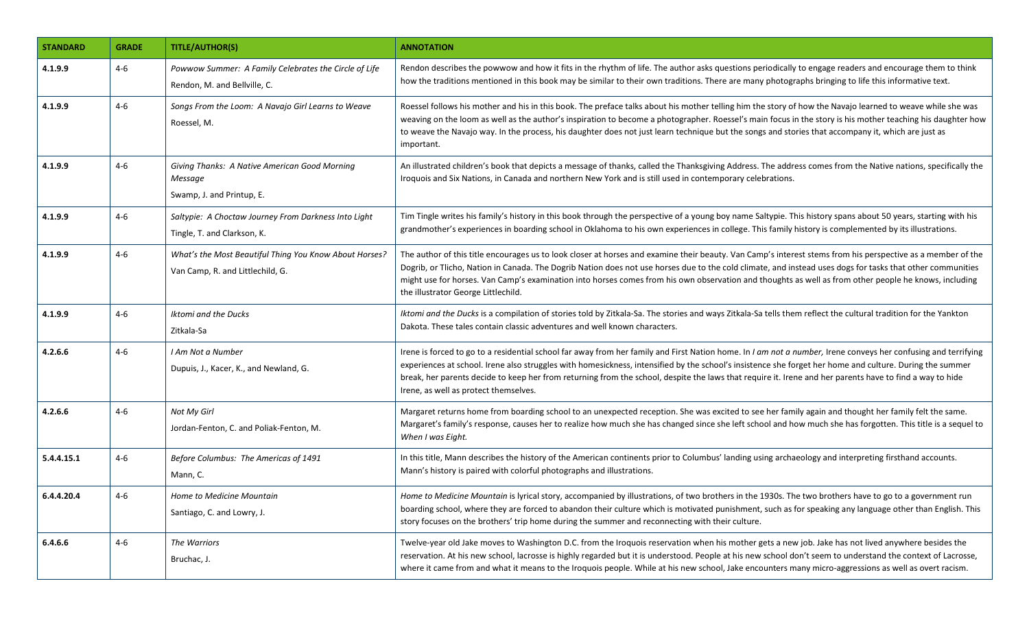| STANDARD | GRADE | TITLE/AUTHOR(S) | ANNOTATION |
|---|---|---|---|
| **4.1.9.9** | 4-6 | *Powwow Summer: A Family Celebrates the Circle of Life*<br>Rendon, M. and Bellville, C. | Rendon describes the powwow and how it fits in the rhythm of life. The author asks questions periodically to engage readers and encourage them to think how the traditions mentioned in this book may be similar to their own traditions. There are many photographs bringing to life this informative text. |
| **4.1.9.9** | 4-6 | *Songs From the Loom: A Navajo Girl Learns to Weave*<br>Roessel, M. | Roessel follows his mother and his in this book. The preface talks about his mother telling him the story of how the Navajo learned to weave while she was weaving on the loom as well as the author's inspiration to become a photographer. Roessel's main focus in the story is his mother teaching his daughter how to weave the Navajo way. In the process, his daughter does not just learn technique but the songs and stories that accompany it, which are just as important. |
| **4.1.9.9** | 4-6 | *Giving Thanks: A Native American Good Morning Message*<br>Swamp, J. and Printup, E. | An illustrated children's book that depicts a message of thanks, called the Thanksgiving Address. The address comes from the Native nations, specifically the Iroquois and Six Nations, in Canada and northern New York and is still used in contemporary celebrations. |
| **4.1.9.9** | 4-6 | *Saltypie: A Choctaw Journey From Darkness Into Light*<br>Tingle, T. and Clarkson, K. | Tim Tingle writes his family's history in this book through the perspective of a young boy name Saltypie. This history spans about 50 years, starting with his grandmother's experiences in boarding school in Oklahoma to his own experiences in college. This family history is complemented by its illustrations. |
| **4.1.9.9** | 4-6 | *What's the Most Beautiful Thing You Know About Horses?*<br>Van Camp, R. and Littlechild, G. | The author of this title encourages us to look closer at horses and examine their beauty. Van Camp's interest stems from his perspective as a member of the Dogrib, or Tlicho, Nation in Canada. The Dogrib Nation does not use horses due to the cold climate, and instead uses dogs for tasks that other communities might use for horses. Van Camp's examination into horses comes from his own observation and thoughts as well as from other people he knows, including the illustrator George Littlechild. |
| **4.1.9.9** | 4-6 | *Iktomi and the Ducks*<br>Zitkala-Sa | *Iktomi and the Ducks* is a compilation of stories told by Zitkala-Sa. The stories and ways Zitkala-Sa tells them reflect the cultural tradition for the Yankton Dakota. These tales contain classic adventures and well known characters. |
| **4.2.6.6** | 4-6 | *I Am Not a Number*<br>Dupuis, J., Kacer, K., and Newland, G. | Irene is forced to go to a residential school far away from her family and First Nation home. In *I am not a number,* Irene conveys her confusing and terrifying experiences at school. Irene also struggles with homesickness, intensified by the school's insistence she forget her home and culture. During the summer break, her parents decide to keep her from returning from the school, despite the laws that require it. Irene and her parents have to find a way to hide Irene, as well as protect themselves. |
| **4.2.6.6** | 4-6 | *Not My Girl*<br>Jordan-Fenton, C. and Poliak-Fenton, M. | Margaret returns home from boarding school to an unexpected reception. She was excited to see her family again and thought her family felt the same. Margaret's family's response, causes her to realize how much she has changed since she left school and how much she has forgotten. This title is a sequel to *When I was Eight.* |
| **5.4.4.15.1** | 4-6 | *Before Columbus: The Americas of 1491*<br>Mann, C. | In this title, Mann describes the history of the American continents prior to Columbus' landing using archaeology and interpreting firsthand accounts. Mann's history is paired with colorful photographs and illustrations. |
| **6.4.4.20.4** | 4-6 | *Home to Medicine Mountain*<br>Santiago, C. and Lowry, J. | *Home to Medicine Mountain* is lyrical story, accompanied by illustrations, of two brothers in the 1930s. The two brothers have to go to a government run boarding school, where they are forced to abandon their culture which is motivated punishment, such as for speaking any language other than English. This story focuses on the brothers' trip home during the summer and reconnecting with their culture. |
| **6.4.6.6** | 4-6 | *The Warriors*<br>Bruchac, J. | Twelve-year old Jake moves to Washington D.C. from the Iroquois reservation when his mother gets a new job. Jake has not lived anywhere besides the reservation. At his new school, lacrosse is highly regarded but it is understood. People at his new school don't seem to understand the context of Lacrosse, where it came from and what it means to the Iroquois people. While at his new school, Jake encounters many micro-aggressions as well as overt racism. |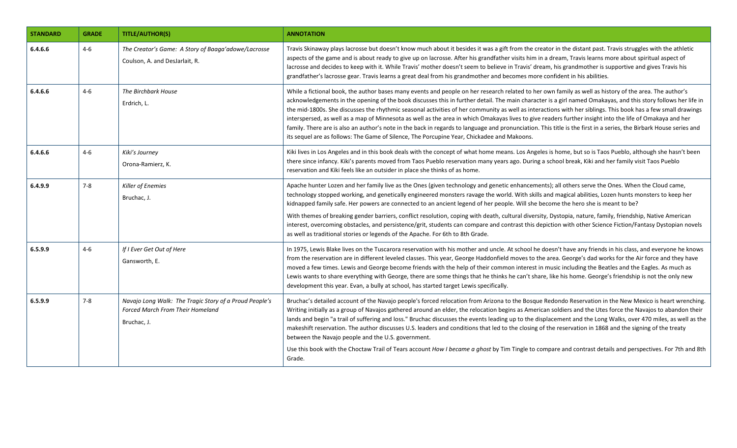| STANDARD | GRADE | TITLE/AUTHOR(S) | ANNOTATION |
|---|---|---|---|
| 6.4.6.6 | 4-6 | *The Creator's Game: A Story of Baaga'adowe/Lacrosse*<br>Coulson, A. and DesJarlait, R. | Travis Skinaway plays lacrosse but doesn't know much about it besides it was a gift from the creator in the distant past. Travis struggles with the athletic aspects of the game and is about ready to give up on lacrosse. After his grandfather visits him in a dream, Travis learns more about spiritual aspect of lacrosse and decides to keep with it. While Travis' mother doesn't seem to believe in Travis' dream, his grandmother is supportive and gives Travis his grandfather's lacrosse gear. Travis learns a great deal from his grandmother and becomes more confident in his abilities. |
| 6.4.6.6 | 4-6 | *The Birchbark House*<br>Erdrich, L. | While a fictional book, the author bases many events and people on her research related to her own family as well as history of the area. The author's acknowledgements in the opening of the book discusses this in further detail. The main character is a girl named Omakayas, and this story follows her life in the mid-1800s. She discusses the rhythmic seasonal activities of her community as well as interactions with her siblings. This book has a few small drawings interspersed, as well as a map of Minnesota as well as the area in which Omakayas lives to give readers further insight into the life of Omakaya and her family. There are is also an author's note in the back in regards to language and pronunciation. This title is the first in a series, the Birbark House series and its sequel are as follows: The Game of Silence, The Porcupine Year, Chickadee and Makoons. |
| 6.4.6.6 | 4-6 | *Kiki's Journey*<br>Orona-Ramierz, K. | Kiki lives in Los Angeles and in this book deals with the concept of what home means. Los Angeles is home, but so is Taos Pueblo, although she hasn't been there since infancy. Kiki's parents moved from Taos Pueblo reservation many years ago. During a school break, Kiki and her family visit Taos Pueblo reservation and Kiki feels like an outsider in place she thinks of as home. |
| 6.4.9.9 | 7-8 | *Killer of Enemies*<br>Bruchac, J. | Apache hunter Lozen and her family live as the Ones (given technology and genetic enhancements); all others serve the Ones. When the Cloud came, technology stopped working, and genetically engineered monsters ravage the world. With skills and magical abilities, Lozen hunts monsters to keep her kidnapped family safe. Her powers are connected to an ancient legend of her people. Will she become the hero she is meant to be?<br><br>With themes of breaking gender barriers, conflict resolution, coping with death, cultural diversity, Dystopia, nature, family, friendship, Native American interest, overcoming obstacles, and persistence/grit, students can compare and contrast this depiction with other Science Fiction/Fantasy Dystopian novels as well as traditional stories or legends of the Apache. For 6th to 8th Grade. |
| 6.5.9.9 | 4-6 | *If I Ever Get Out of Here*<br>Gansworth, E. | In 1975, Lewis Blake lives on the Tuscarora reservation with his mother and uncle. At school he doesn't have any friends in his class, and everyone he knows from the reservation are in different leveled classes. This year, George Haddonfield moves to the area. George's dad works for the Air force and they have moved a few times. Lewis and George become friends with the help of their common interest in music including the Beatles and the Eagles. As much as Lewis wants to share everything with George, there are some things that he thinks he can't share, like his home. George's friendship is not the only new development this year. Evan, a bully at school, has started target Lewis specifically. |
| 6.5.9.9 | 7-8 | *Navajo Long Walk: The Tragic Story of a Proud People's Forced March From Their Homeland*<br>Bruchac, J. | Bruchac's detailed account of the Navajo people's forced relocation from Arizona to the Bosque Redondo Reservation in the New Mexico is heart wrenching. Writing initially as a group of Navajos gathered around an elder, the relocation begins as American soldiers and the Utes force the Navajos to abandon their lands and begin "a trail of suffering and loss." Bruchac discusses the events leading up to the displacement and the Long Walks, over 470 miles, as well as the makeshift reservation. The author discusses U.S. leaders and conditions that led to the closing of the reservation in 1868 and the signing of the treaty between the Navajo people and the U.S. government.<br><br>Use this book with the Choctaw Trail of Tears account *How I became a ghost* by Tim Tingle to compare and contrast details and perspectives. For 7th and 8th Grade. |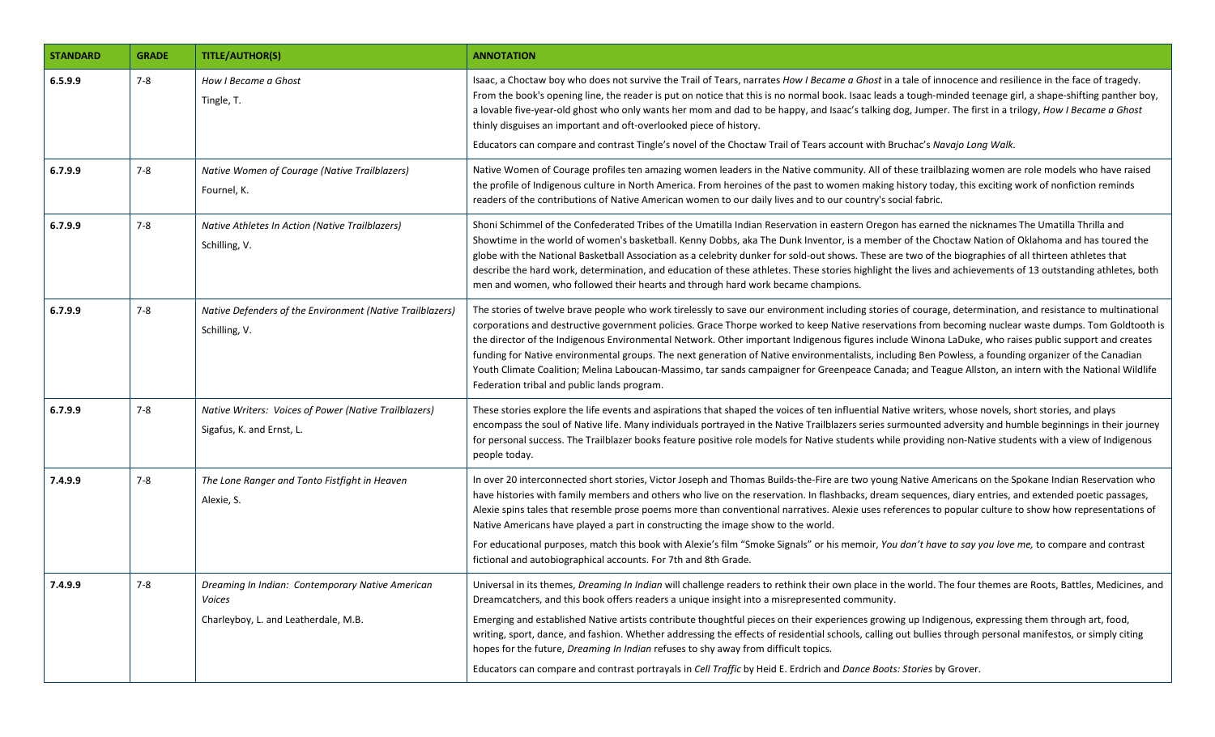| STANDARD | GRADE | TITLE/AUTHOR(S) | ANNOTATION |
| --- | --- | --- | --- |
| **6.5.9.9** | 7-8 | *How I Became a Ghost*<br>Tingle, T. | Isaac, a Choctaw boy who does not survive the Trail of Tears, narrates *How I Became a Ghost* in a tale of innocence and resilience in the face of tragedy. From the book's opening line, the reader is put on notice that this is no normal book. Isaac leads a tough-minded teenage girl, a shape-shifting panther boy, a lovable five-year-old ghost who only wants her mom and dad to be happy, and Isaac's talking dog, Jumper. The first in a trilogy, *How I Became a Ghost* thinly disguises an important and oft-overlooked piece of history.<br>Educators can compare and contrast Tingle's novel of the Choctaw Trail of Tears account with Bruchac's *Navajo Long Walk*. |
| **6.7.9.9** | 7-8 | *Native Women of Courage (Native Trailblazers)*<br>Fournel, K. | Native Women of Courage profiles ten amazing women leaders in the Native community. All of these trailblazing women are role models who have raised the profile of Indigenous culture in North America. From heroines of the past to women making history today, this exciting work of nonfiction reminds readers of the contributions of Native American women to our daily lives and to our country's social fabric. |
| **6.7.9.9** | 7-8 | *Native Athletes In Action (Native Trailblazers)*<br>Schilling, V. | Shoni Schimmel of the Confederated Tribes of the Umatilla Indian Reservation in eastern Oregon has earned the nicknames The Umatilla Thrilla and Showtime in the world of women's basketball. Kenny Dobbs, aka The Dunk Inventor, is a member of the Choctaw Nation of Oklahoma and has toured the globe with the National Basketball Association as a celebrity dunker for sold-out shows. These are two of the biographies of all thirteen athletes that describe the hard work, determination, and education of these athletes. These stories highlight the lives and achievements of 13 outstanding athletes, both men and women, who followed their hearts and through hard work became champions. |
| **6.7.9.9** | 7-8 | *Native Defenders of the Environment (Native Trailblazers)*<br>Schilling, V. | The stories of twelve brave people who work tirelessly to save our environment including stories of courage, determination, and resistance to multinational corporations and destructive government policies. Grace Thorpe worked to keep Native reservations from becoming nuclear waste dumps. Tom Goldtooth is the director of the Indigenous Environmental Network. Other important Indigenous figures include Winona LaDuke, who raises public support and creates funding for Native environmental groups. The next generation of Native environmentalists, including Ben Powless, a founding organizer of the Canadian Youth Climate Coalition; Melina Laboucan-Massimo, tar sands campaigner for Greenpeace Canada; and Teague Allston, an intern with the National Wildlife Federation tribal and public lands program. |
| **6.7.9.9** | 7-8 | *Native Writers: Voices of Power (Native Trailblazers)*<br>Sigafus, K. and Ernst, L. | These stories explore the life events and aspirations that shaped the voices of ten influential Native writers, whose novels, short stories, and plays encompass the soul of Native life. Many individuals portrayed in the Native Trailblazers series surmounted adversity and humble beginnings in their journey for personal success. The Trailblazer books feature positive role models for Native students while providing non-Native students with a view of Indigenous people today. |
| **7.4.9.9** | 7-8 | *The Lone Ranger and Tonto Fistfight in Heaven*<br>Alexie, S. | In over 20 interconnected short stories, Victor Joseph and Thomas Builds-the-Fire are two young Native Americans on the Spokane Indian Reservation who have histories with family members and others who live on the reservation. In flashbacks, dream sequences, diary entries, and extended poetic passages, Alexie spins tales that resemble prose poems more than conventional narratives. Alexie uses references to popular culture to show how representations of Native Americans have played a part in constructing the image show to the world.<br>For educational purposes, match this book with Alexie's film "Smoke Signals" or his memoir, *You don't have to say you love me,* to compare and contrast fictional and autobiographical accounts. For 7th and 8th Grade. |
| **7.4.9.9** | 7-8 | *Dreaming In Indian: Contemporary Native American Voices*<br>Charleyboy, L. and Leatherdale, M.B. | Universal in its themes, *Dreaming In Indian* will challenge readers to rethink their own place in the world. The four themes are Roots, Battles, Medicines, and Dreamcatchers, and this book offers readers a unique insight into a misrepresented community.<br>Emerging and established Native artists contribute thoughtful pieces on their experiences growing up Indigenous, expressing them through art, food, writing, sport, dance, and fashion. Whether addressing the effects of residential schools, calling out bullies through personal manifestos, or simply citing hopes for the future, *Dreaming In Indian* refuses to shy away from difficult topics.<br>Educators can compare and contrast portrayals in *Cell Traffic* by Heid E. Erdrich and *Dance Boots: Stories* by Grover. |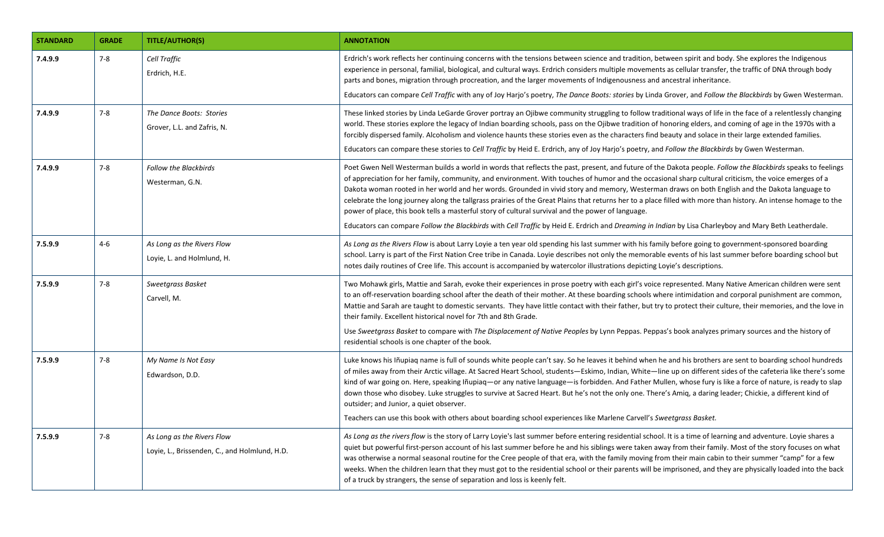| STANDARD | GRADE | TITLE/AUTHOR(S) | ANNOTATION |
|---|---|---|---|
| **7.4.9.9** | 7-8 | *Cell Traffic*<br>Erdrich, H.E. | Erdrich's work reflects her continuing concerns with the tensions between science and tradition, between spirit and body. She explores the Indigenous experience in personal, familial, biological, and cultural ways. Erdrich considers multiple movements as cellular transfer, the traffic of DNA through body parts and bones, migration through procreation, and the larger movements of Indigenousness and ancestral inheritance.<br>Educators can compare *Cell Traffic* with any of Joy Harjo's poetry, *The Dance Boots: stories* by Linda Grover, and *Follow the Blackbirds* by Gwen Westerman. |
| **7.4.9.9** | 7-8 | *The Dance Boots: Stories*<br>Grover, L.L. and Zafris, N. | These linked stories by Linda LeGarde Grover portray an Ojibwe community struggling to follow traditional ways of life in the face of a relentlessly changing world. These stories explore the legacy of Indian boarding schools, pass on the Ojibwe tradition of honoring elders, and coming of age in the 1970s with a forcibly dispersed family. Alcoholism and violence haunts these stories even as the characters find beauty and solace in their large extended families.<br>Educators can compare these stories to *Cell Traffic* by Heid E. Erdrich, any of Joy Harjo's poetry, and *Follow the Blackbirds* by Gwen Westerman. |
| **7.4.9.9** | 7-8 | *Follow the Blackbirds*<br>Westerman, G.N. | Poet Gwen Nell Westerman builds a world in words that reflects the past, present, and future of the Dakota people. *Follow the Blackbirds* speaks to feelings of appreciation for her family, community, and environment. With touches of humor and the occasional sharp cultural criticism, the voice emerges of a Dakota woman rooted in her world and her words. Grounded in vivid story and memory, Westerman draws on both English and the Dakota language to celebrate the long journey along the tallgrass prairies of the Great Plains that returns her to a place filled with more than history. An intense homage to the power of place, this book tells a masterful story of cultural survival and the power of language.<br>Educators can compare *Follow the Blackbirds* with *Cell Traffic* by Heid E. Erdrich and *Dreaming in Indian* by Lisa Charleyboy and Mary Beth Leatherdale. |
| **7.5.9.9** | 4-6 | *As Long as the Rivers Flow*<br>Loyie, L. and Holmlund, H. | *As Long as the Rivers Flow* is about Larry Loyie a ten year old spending his last summer with his family before going to government-sponsored boarding school. Larry is part of the First Nation Cree tribe in Canada. Loyie describes not only the memorable events of his last summer before boarding school but notes daily routines of Cree life. This account is accompanied by watercolor illustrations depicting Loyie's descriptions. |
| **7.5.9.9** | 7-8 | *Sweetgrass Basket*<br>Carvell, M. | Two Mohawk girls, Mattie and Sarah, evoke their experiences in prose poetry with each girl's voice represented. Many Native American children were sent to an off-reservation boarding school after the death of their mother. At these boarding schools where intimidation and corporal punishment are common, Mattie and Sarah are taught to domestic servants. They have little contact with their father, but try to protect their culture, their memories, and the love in their family. Excellent historical novel for 7th and 8th Grade.<br>Use *Sweetgrass Basket* to compare with *The Displacement of Native Peoples* by Lynn Peppas. Peppas's book analyzes primary sources and the history of residential schools is one chapter of the book. |
| **7.5.9.9** | 7-8 | *My Name Is Not Easy*<br>Edwardson, D.D. | Luke knows his Iñupiaq name is full of sounds white people can't say. So he leaves it behind when he and his brothers are sent to boarding school hundreds of miles away from their Arctic village. At Sacred Heart School, students—Eskimo, Indian, White—line up on different sides of the cafeteria like there's some kind of war going on. Here, speaking Iñupiaq—or any native language—is forbidden. And Father Mullen, whose fury is like a force of nature, is ready to slap down those who disobey. Luke struggles to survive at Sacred Heart. But he's not the only one. There's Amiq, a daring leader; Chickie, a different kind of outsider; and Junior, a quiet observer.<br>Teachers can use this book with others about boarding school experiences like Marlene Carvell's *Sweetgrass Basket.* |
| **7.5.9.9** | 7-8 | *As Long as the Rivers Flow*<br>Loyie, L., Brissenden, C., and Holmlund, H.D. | *As Long as the rivers flow* is the story of Larry Loyie's last summer before entering residential school. It is a time of learning and adventure. Loyie shares a quiet but powerful first-person account of his last summer before he and his siblings were taken away from their family. Most of the story focuses on what was otherwise a normal seasonal routine for the Cree people of that era, with the family moving from their main cabin to their summer "camp" for a few weeks. When the children learn that they must got to the residential school or their parents will be imprisoned, and they are physically loaded into the back of a truck by strangers, the sense of separation and loss is keenly felt. |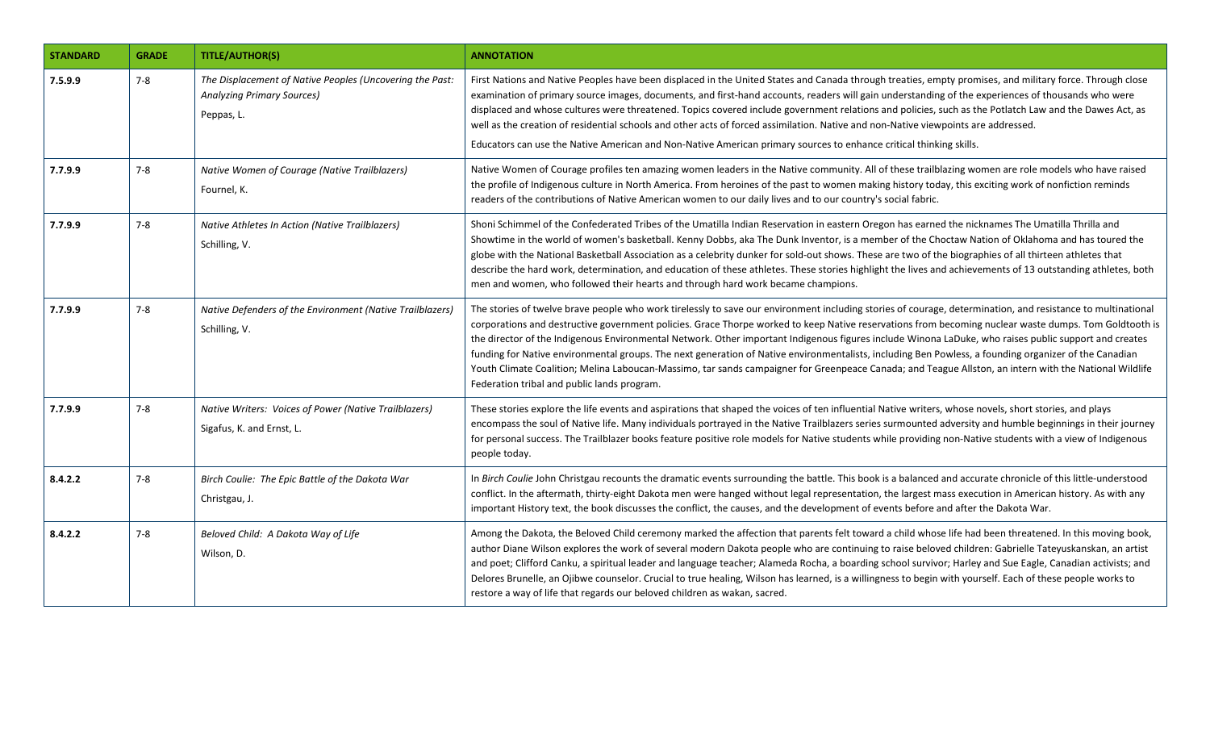| STANDARD | GRADE | TITLE/AUTHOR(S) | ANNOTATION |
|---|---|---|---|
| 7.5.9.9 | 7-8 | *The Displacement of Native Peoples (Uncovering the Past: Analyzing Primary Sources)*<br>Peppas, L. | First Nations and Native Peoples have been displaced in the United States and Canada through treaties, empty promises, and military force. Through close examination of primary source images, documents, and first-hand accounts, readers will gain understanding of the experiences of thousands who were displaced and whose cultures were threatened. Topics covered include government relations and policies, such as the Potlatch Law and the Dawes Act, as well as the creation of residential schools and other acts of forced assimilation. Native and non-Native viewpoints are addressed.<br>Educators can use the Native American and Non-Native American primary sources to enhance critical thinking skills. |
| 7.7.9.9 | 7-8 | *Native Women of Courage (Native Trailblazers)*<br>Fournel, K. | Native Women of Courage profiles ten amazing women leaders in the Native community. All of these trailblazing women are role models who have raised the profile of Indigenous culture in North America. From heroines of the past to women making history today, this exciting work of nonfiction reminds readers of the contributions of Native American women to our daily lives and to our country's social fabric. |
| 7.7.9.9 | 7-8 | *Native Athletes In Action (Native Trailblazers)*<br>Schilling, V. | Shoni Schimmel of the Confederated Tribes of the Umatilla Indian Reservation in eastern Oregon has earned the nicknames The Umatilla Thrilla and Showtime in the world of women's basketball. Kenny Dobbs, aka The Dunk Inventor, is a member of the Choctaw Nation of Oklahoma and has toured the globe with the National Basketball Association as a celebrity dunker for sold-out shows. These are two of the biographies of all thirteen athletes that describe the hard work, determination, and education of these athletes. These stories highlight the lives and achievements of 13 outstanding athletes, both men and women, who followed their hearts and through hard work became champions. |
| 7.7.9.9 | 7-8 | *Native Defenders of the Environment (Native Trailblazers)*<br>Schilling, V. | The stories of twelve brave people who work tirelessly to save our environment including stories of courage, determination, and resistance to multinational corporations and destructive government policies. Grace Thorpe worked to keep Native reservations from becoming nuclear waste dumps. Tom Goldtooth is the director of the Indigenous Environmental Network. Other important Indigenous figures include Winona LaDuke, who raises public support and creates funding for Native environmental groups. The next generation of Native environmentalists, including Ben Powless, a founding organizer of the Canadian Youth Climate Coalition; Melina Laboucan-Massimo, tar sands campaigner for Greenpeace Canada; and Teague Allston, an intern with the National Wildlife Federation tribal and public lands program. |
| 7.7.9.9 | 7-8 | *Native Writers: Voices of Power (Native Trailblazers)*<br>Sigafus, K. and Ernst, L. | These stories explore the life events and aspirations that shaped the voices of ten influential Native writers, whose novels, short stories, and plays encompass the soul of Native life. Many individuals portrayed in the Native Trailblazers series surmounted adversity and humble beginnings in their journey for personal success. The Trailblazer books feature positive role models for Native students while providing non-Native students with a view of Indigenous people today. |
| 8.4.2.2 | 7-8 | *Birch Coulie: The Epic Battle of the Dakota War*<br>Christgau, J. | In *Birch Coulie* John Christgau recounts the dramatic events surrounding the battle. This book is a balanced and accurate chronicle of this little-understood conflict. In the aftermath, thirty-eight Dakota men were hanged without legal representation, the largest mass execution in American history. As with any important History text, the book discusses the conflict, the causes, and the development of events before and after the Dakota War. |
| 8.4.2.2 | 7-8 | *Beloved Child: A Dakota Way of Life*<br>Wilson, D. | Among the Dakota, the Beloved Child ceremony marked the affection that parents felt toward a child whose life had been threatened. In this moving book, author Diane Wilson explores the work of several modern Dakota people who are continuing to raise beloved children: Gabrielle Tateyuskanskan, an artist and poet; Clifford Canku, a spiritual leader and language teacher; Alameda Rocha, a boarding school survivor; Harley and Sue Eagle, Canadian activists; and Delores Brunelle, an Ojibwe counselor. Crucial to true healing, Wilson has learned, is a willingness to begin with yourself. Each of these people works to restore a way of life that regards our beloved children as wakan, sacred. |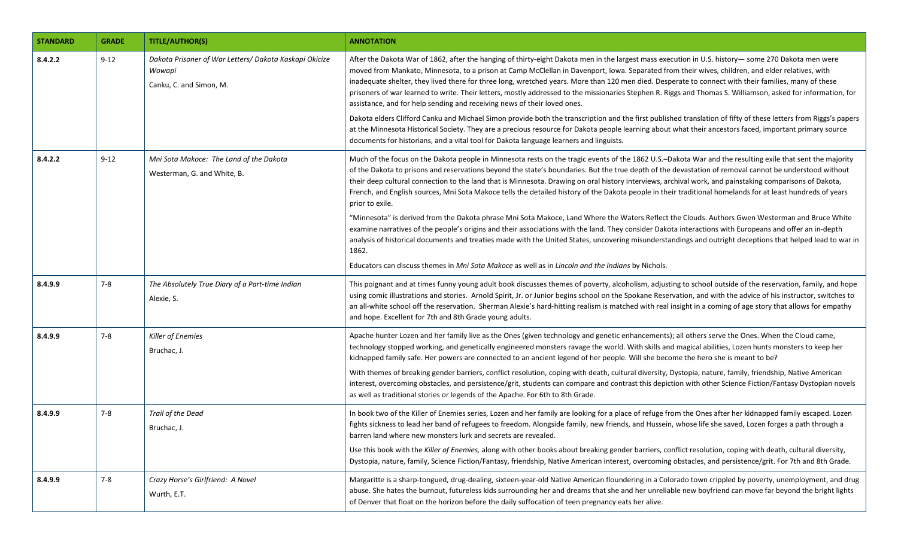| STANDARD | GRADE | TITLE/AUTHOR(S) | ANNOTATION |
|---|---|---|---|
| 8.4.2.2 | 9-12 | *Dakota Prisoner of War Letters/ Dakota Kaskapi Okicize Wowapi*<br>Canku, C. and Simon, M. | After the Dakota War of 1862, after the hanging of thirty-eight Dakota men in the largest mass execution in U.S. history— some 270 Dakota men were moved from Mankato, Minnesota, to a prison at Camp McClellan in Davenport, Iowa. Separated from their wives, children, and elder relatives, with inadequate shelter, they lived there for three long, wretched years. More than 120 men died. Desperate to connect with their families, many of these prisoners of war learned to write. Their letters, mostly addressed to the missionaries Stephen R. Riggs and Thomas S. Williamson, asked for information, for assistance, and for help sending and receiving news of their loved ones.<br>Dakota elders Clifford Canku and Michael Simon provide both the transcription and the first published translation of fifty of these letters from Riggs's papers at the Minnesota Historical Society. They are a precious resource for Dakota people learning about what their ancestors faced, important primary source documents for historians, and a vital tool for Dakota language learners and linguists. |
| 8.4.2.2 | 9-12 | *Mni Sota Makoce: The Land of the Dakota*<br>Westerman, G. and White, B. | Much of the focus on the Dakota people in Minnesota rests on the tragic events of the 1862 U.S.–Dakota War and the resulting exile that sent the majority of the Dakota to prisons and reservations beyond the state's boundaries. But the true depth of the devastation of removal cannot be understood without their deep cultural connection to the land that is Minnesota. Drawing on oral history interviews, archival work, and painstaking comparisons of Dakota, French, and English sources, Mni Sota Makoce tells the detailed history of the Dakota people in their traditional homelands for at least hundreds of years prior to exile.<br>"Minnesota" is derived from the Dakota phrase Mni Sota Makoce, Land Where the Waters Reflect the Clouds. Authors Gwen Westerman and Bruce White examine narratives of the people's origins and their associations with the land. They consider Dakota interactions with Europeans and offer an in-depth analysis of historical documents and treaties made with the United States, uncovering misunderstandings and outright deceptions that helped lead to war in 1862.<br>Educators can discuss themes in *Mni Sota Makoce* as well as in *Lincoln and the Indians* by Nichols. |
| 8.4.9.9 | 7-8 | *The Absolutely True Diary of a Part-time Indian*<br>Alexie, S. | This poignant and at times funny young adult book discusses themes of poverty, alcoholism, adjusting to school outside of the reservation, family, and hope using comic illustrations and stories. Arnold Spirit, Jr. or Junior begins school on the Spokane Reservation, and with the advice of his instructor, switches to an all-white school off the reservation. Sherman Alexie's hard-hitting realism is matched with real insight in a coming of age story that allows for empathy and hope. Excellent for 7th and 8th Grade young adults. |
| 8.4.9.9 | 7-8 | *Killer of Enemies*<br>Bruchac, J. | Apache hunter Lozen and her family live as the Ones (given technology and genetic enhancements); all others serve the Ones. When the Cloud came, technology stopped working, and genetically engineered monsters ravage the world. With skills and magical abilities, Lozen hunts monsters to keep her kidnapped family safe. Her powers are connected to an ancient legend of her people. Will she become the hero she is meant to be?<br>With themes of breaking gender barriers, conflict resolution, coping with death, cultural diversity, Dystopia, nature, family, friendship, Native American interest, overcoming obstacles, and persistence/grit, students can compare and contrast this depiction with other Science Fiction/Fantasy Dystopian novels as well as traditional stories or legends of the Apache. For 6th to 8th Grade. |
| 8.4.9.9 | 7-8 | *Trail of the Dead*<br>Bruchac, J. | In book two of the Killer of Enemies series, Lozen and her family are looking for a place of refuge from the Ones after her kidnapped family escaped. Lozen fights sickness to lead her band of refugees to freedom. Alongside family, new friends, and Hussein, whose life she saved, Lozen forges a path through a barren land where new monsters lurk and secrets are revealed.<br>Use this book with the *Killer of Enemies,* along with other books about breaking gender barriers, conflict resolution, coping with death, cultural diversity, Dystopia, nature, family, Science Fiction/Fantasy, friendship, Native American interest, overcoming obstacles, and persistence/grit. For 7th and 8th Grade. |
| 8.4.9.9 | 7-8 | *Crazy Horse's Girlfriend: A Novel*<br>Wurth, E.T. | Margaritte is a sharp-tongued, drug-dealing, sixteen-year-old Native American floundering in a Colorado town crippled by poverty, unemployment, and drug abuse. She hates the burnout, futureless kids surrounding her and dreams that she and her unreliable new boyfriend can move far beyond the bright lights of Denver that float on the horizon before the daily suffocation of teen pregnancy eats her alive. |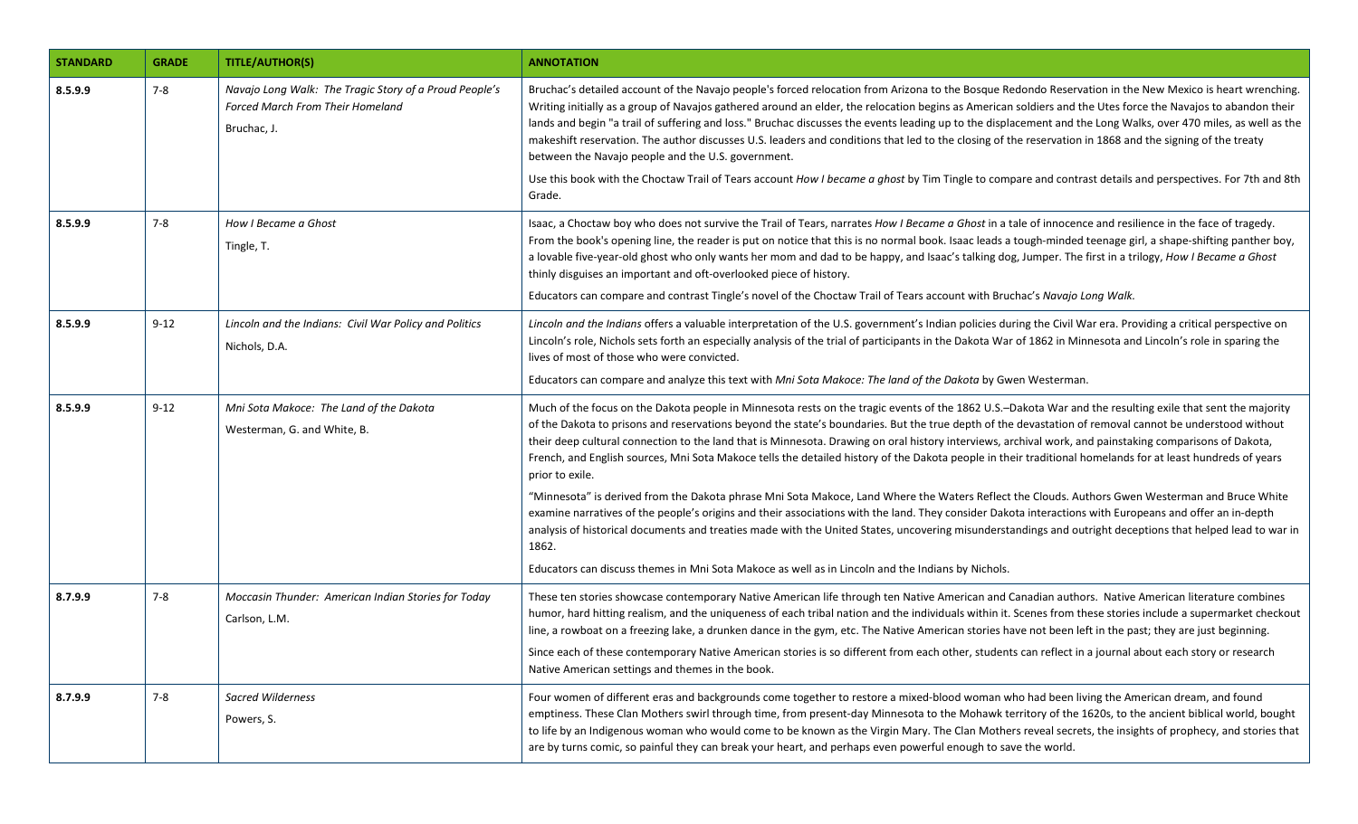| STANDARD | GRADE | TITLE/AUTHOR(S) | ANNOTATION |
|---|---|---|---|
| 8.5.9.9 | 7-8 | *Navajo Long Walk: The Tragic Story of a Proud People's Forced March From Their Homeland*<br><br>Bruchac, J. | Bruchac's detailed account of the Navajo people's forced relocation from Arizona to the Bosque Redondo Reservation in the New Mexico is heart wrenching. Writing initially as a group of Navajos gathered around an elder, the relocation begins as American soldiers and the Utes force the Navajos to abandon their lands and begin "a trail of suffering and loss." Bruchac discusses the events leading up to the displacement and the Long Walks, over 470 miles, as well as the makeshift reservation. The author discusses U.S. leaders and conditions that led to the closing of the reservation in 1868 and the signing of the treaty between the Navajo people and the U.S. government.<br><br>Use this book with the Choctaw Trail of Tears account *How I became a ghost* by Tim Tingle to compare and contrast details and perspectives. For 7th and 8th Grade. |
| 8.5.9.9 | 7-8 | *How I Became a Ghost*<br><br>Tingle, T. | Isaac, a Choctaw boy who does not survive the Trail of Tears, narrates *How I Became a Ghost* in a tale of innocence and resilience in the face of tragedy. From the book's opening line, the reader is put on notice that this is no normal book. Isaac leads a tough-minded teenage girl, a shape-shifting panther boy, a lovable five-year-old ghost who only wants her mom and dad to be happy, and Isaac's talking dog, Jumper. The first in a trilogy, *How I Became a Ghost* thinly disguises an important and oft-overlooked piece of history.<br><br>Educators can compare and contrast Tingle's novel of the Choctaw Trail of Tears account with Bruchac's *Navajo Long Walk.* |
| 8.5.9.9 | 9-12 | *Lincoln and the Indians: Civil War Policy and Politics*<br><br>Nichols, D.A. | *Lincoln and the Indians* offers a valuable interpretation of the U.S. government's Indian policies during the Civil War era. Providing a critical perspective on Lincoln's role, Nichols sets forth an especially analysis of the trial of participants in the Dakota War of 1862 in Minnesota and Lincoln's role in sparing the lives of most of those who were convicted.<br><br>Educators can compare and analyze this text with *Mni Sota Makoce: The land of the Dakota* by Gwen Westerman. |
| 8.5.9.9 | 9-12 | *Mni Sota Makoce: The Land of the Dakota*<br><br>Westerman, G. and White, B. | Much of the focus on the Dakota people in Minnesota rests on the tragic events of the 1862 U.S.–Dakota War and the resulting exile that sent the majority of the Dakota to prisons and reservations beyond the state's boundaries. But the true depth of the devastation of removal cannot be understood without their deep cultural connection to the land that is Minnesota. Drawing on oral history interviews, archival work, and painstaking comparisons of Dakota, French, and English sources, Mni Sota Makoce tells the detailed history of the Dakota people in their traditional homelands for at least hundreds of years prior to exile.<br><br>"Minnesota" is derived from the Dakota phrase Mni Sota Makoce, Land Where the Waters Reflect the Clouds. Authors Gwen Westerman and Bruce White examine narratives of the people's origins and their associations with the land. They consider Dakota interactions with Europeans and offer an in-depth analysis of historical documents and treaties made with the United States, uncovering misunderstandings and outright deceptions that helped lead to war in 1862.<br><br>Educators can discuss themes in Mni Sota Makoce as well as in Lincoln and the Indians by Nichols. |
| 8.7.9.9 | 7-8 | *Moccasin Thunder: American Indian Stories for Today*<br><br>Carlson, L.M. | These ten stories showcase contemporary Native American life through ten Native American and Canadian authors. Native American literature combines humor, hard hitting realism, and the uniqueness of each tribal nation and the individuals within it. Scenes from these stories include a supermarket checkout line, a rowboat on a freezing lake, a drunken dance in the gym, etc. The Native American stories have not been left in the past; they are just beginning.<br><br>Since each of these contemporary Native American stories is so different from each other, students can reflect in a journal about each story or research Native American settings and themes in the book. |
| 8.7.9.9 | 7-8 | *Sacred Wilderness*<br><br>Powers, S. | Four women of different eras and backgrounds come together to restore a mixed-blood woman who had been living the American dream, and found emptiness. These Clan Mothers swirl through time, from present-day Minnesota to the Mohawk territory of the 1620s, to the ancient biblical world, bought to life by an Indigenous woman who would come to be known as the Virgin Mary. The Clan Mothers reveal secrets, the insights of prophecy, and stories that are by turns comic, so painful they can break your heart, and perhaps even powerful enough to save the world. |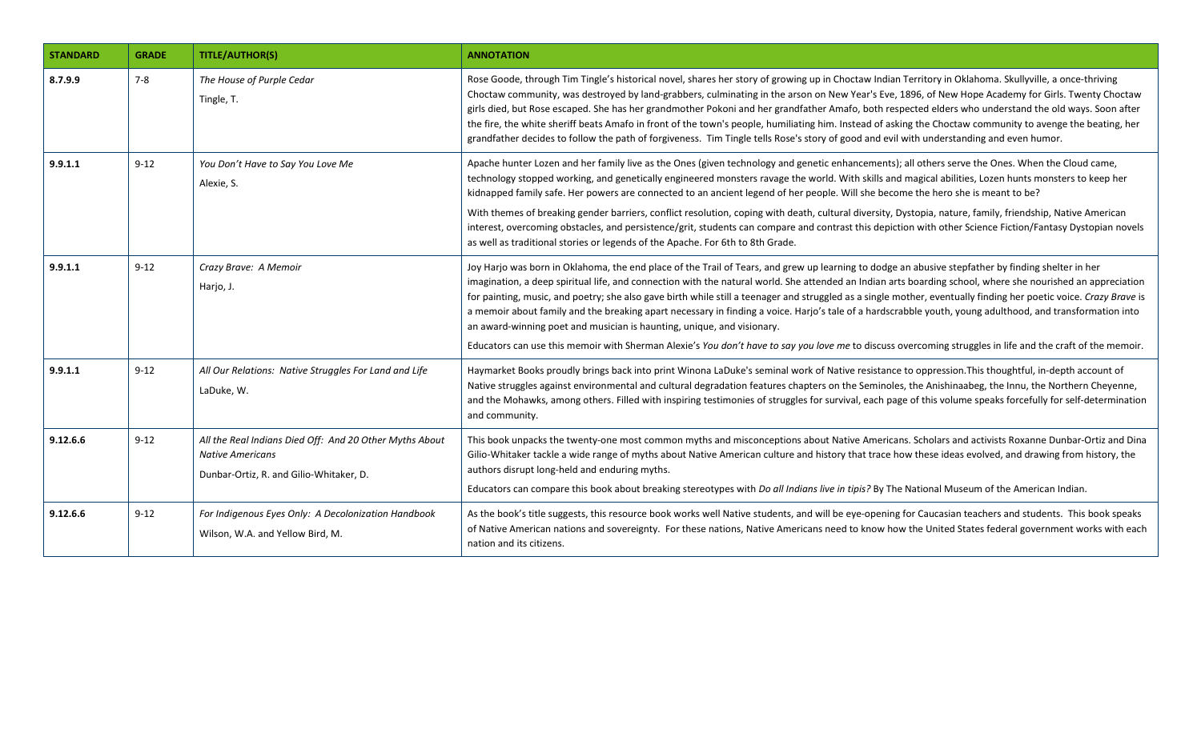| STANDARD | GRADE | TITLE/AUTHOR(S) | ANNOTATION |
|---|---|---|---|
| **8.7.9.9** | 7-8 | *The House of Purple Cedar*<br>Tingle, T. | Rose Goode, through Tim Tingle's historical novel, shares her story of growing up in Choctaw Indian Territory in Oklahoma. Skullyville, a once-thriving Choctaw community, was destroyed by land-grabbers, culminating in the arson on New Year's Eve, 1896, of New Hope Academy for Girls. Twenty Choctaw girls died, but Rose escaped. She has her grandmother Pokoni and her grandfather Amafo, both respected elders who understand the old ways. Soon after the fire, the white sheriff beats Amafo in front of the town's people, humiliating him. Instead of asking the Choctaw community to avenge the beating, her grandfather decides to follow the path of forgiveness. Tim Tingle tells Rose's story of good and evil with understanding and even humor. |
| **9.9.1.1** | 9-12 | *You Don't Have to Say You Love Me*<br>Alexie, S. | Apache hunter Lozen and her family live as the Ones (given technology and genetic enhancements); all others serve the Ones. When the Cloud came, technology stopped working, and genetically engineered monsters ravage the world. With skills and magical abilities, Lozen hunts monsters to keep her kidnapped family safe. Her powers are connected to an ancient legend of her people. Will she become the hero she is meant to be?<br><br>With themes of breaking gender barriers, conflict resolution, coping with death, cultural diversity, Dystopia, nature, family, friendship, Native American interest, overcoming obstacles, and persistence/grit, students can compare and contrast this depiction with other Science Fiction/Fantasy Dystopian novels as well as traditional stories or legends of the Apache. For 6th to 8th Grade. |
| **9.9.1.1** | 9-12 | *Crazy Brave: A Memoir*<br>Harjo, J. | Joy Harjo was born in Oklahoma, the end place of the Trail of Tears, and grew up learning to dodge an abusive stepfather by finding shelter in her imagination, a deep spiritual life, and connection with the natural world. She attended an Indian arts boarding school, where she nourished an appreciation for painting, music, and poetry; she also gave birth while still a teenager and struggled as a single mother, eventually finding her poetic voice. *Crazy Brave* is a memoir about family and the breaking apart necessary in finding a voice. Harjo's tale of a hardscrabble youth, young adulthood, and transformation into an award-winning poet and musician is haunting, unique, and visionary.<br><br>Educators can use this memoir with Sherman Alexie's *You don't have to say you love me* to discuss overcoming struggles in life and the craft of the memoir. |
| **9.9.1.1** | 9-12 | *All Our Relations: Native Struggles For Land and Life*<br>LaDuke, W. | Haymarket Books proudly brings back into print Winona LaDuke's seminal work of Native resistance to oppression.This thoughtful, in-depth account of Native struggles against environmental and cultural degradation features chapters on the Seminoles, the Anishinaabeg, the Innu, the Northern Cheyenne, and the Mohawks, among others. Filled with inspiring testimonies of struggles for survival, each page of this volume speaks forcefully for self-determination and community. |
| **9.12.6.6** | 9-12 | *All the Real Indians Died Off: And 20 Other Myths About Native Americans*<br>Dunbar-Ortiz, R. and Gilio-Whitaker, D. | This book unpacks the twenty-one most common myths and misconceptions about Native Americans. Scholars and activists Roxanne Dunbar-Ortiz and Dina Gilio-Whitaker tackle a wide range of myths about Native American culture and history that trace how these ideas evolved, and drawing from history, the authors disrupt long-held and enduring myths.<br><br>Educators can compare this book about breaking stereotypes with *Do all Indians live in tipis?* By The National Museum of the American Indian. |
| **9.12.6.6** | 9-12 | *For Indigenous Eyes Only: A Decolonization Handbook*<br>Wilson, W.A. and Yellow Bird, M. | As the book's title suggests, this resource book works well Native students, and will be eye-opening for Caucasian teachers and students. This book speaks of Native American nations and sovereignty. For these nations, Native Americans need to know how the United States federal government works with each nation and its citizens. |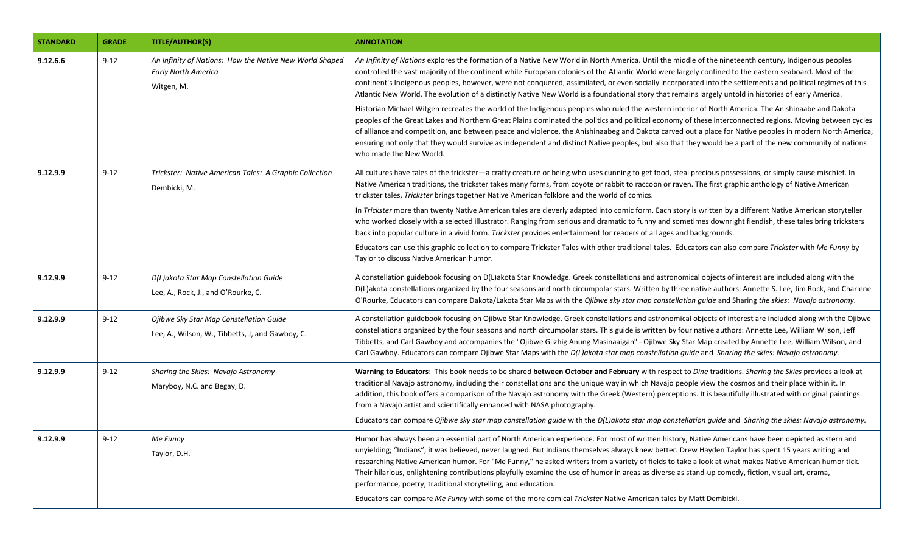| STANDARD | GRADE | TITLE/AUTHOR(S) | ANNOTATION |
| --- | --- | --- | --- |
| **9.12.6.6** | 9-12 | *An Infinity of Nations: How the Native New World Shaped Early North America*<br>Witgen, M. | *An Infinity of Nations* explores the formation of a Native New World in North America. Until the middle of the nineteenth century, Indigenous peoples controlled the vast majority of the continent while European colonies of the Atlantic World were largely confined to the eastern seaboard. Most of the continent's Indigenous peoples, however, were not conquered, assimilated, or even socially incorporated into the settlements and political regimes of this Atlantic New World. The evolution of a distinctly Native New World is a foundational story that remains largely untold in histories of early America.<br><br>Historian Michael Witgen recreates the world of the Indigenous peoples who ruled the western interior of North America. The Anishinaabe and Dakota peoples of the Great Lakes and Northern Great Plains dominated the politics and political economy of these interconnected regions. Moving between cycles of alliance and competition, and between peace and violence, the Anishinaabeg and Dakota carved out a place for Native peoples in modern North America, ensuring not only that they would survive as independent and distinct Native peoples, but also that they would be a part of the new community of nations who made the New World. |
| **9.12.9.9** | 9-12 | *Trickster: Native American Tales: A Graphic Collection*<br>Dembicki, M. | All cultures have tales of the trickster—a crafty creature or being who uses cunning to get food, steal precious possessions, or simply cause mischief. In Native American traditions, the trickster takes many forms, from coyote or rabbit to raccoon or raven. The first graphic anthology of Native American trickster tales, *Trickster* brings together Native American folklore and the world of comics.<br><br>In *Trickster* more than twenty Native American tales are cleverly adapted into comic form. Each story is written by a different Native American storyteller who worked closely with a selected illustrator. Ranging from serious and dramatic to funny and sometimes downright fiendish, these tales bring tricksters back into popular culture in a vivid form. *Trickster* provides entertainment for readers of all ages and backgrounds.<br><br>Educators can use this graphic collection to compare Trickster Tales with other traditional tales. Educators can also compare *Trickster* with *Me Funny* by Taylor to discuss Native American humor. |
| **9.12.9.9** | 9-12 | *D(L)akota Star Map Constellation Guide*<br>Lee, A., Rock, J., and O'Rourke, C. | A constellation guidebook focusing on D(L)akota Star Knowledge. Greek constellations and astronomical objects of interest are included along with the D(L)akota constellations organized by the four seasons and north circumpolar stars. Written by three native authors: Annette S. Lee, Jim Rock, and Charlene O'Rourke, Educators can compare Dakota/Lakota Star Maps with the *Ojibwe sky star map constellation guide* and Sharing *the skies: Navajo astronomy.* |
| **9.12.9.9** | 9-12 | *Ojibwe Sky Star Map Constellation Guide*<br>Lee, A., Wilson, W., Tibbetts, J, and Gawboy, C. | A constellation guidebook focusing on Ojibwe Star Knowledge. Greek constellations and astronomical objects of interest are included along with the Ojibwe constellations organized by the four seasons and north circumpolar stars. This guide is written by four native authors: Annette Lee, William Wilson, Jeff Tibbetts, and Carl Gawboy and accompanies the "Ojibwe Giizhig Anung Masinaaigan" - Ojibwe Sky Star Map created by Annette Lee, William Wilson, and Carl Gawboy. Educators can compare Ojibwe Star Maps with the *D(L)akota star map constellation guide* and *Sharing the skies: Navajo astronomy.* |
| **9.12.9.9** | 9-12 | *Sharing the Skies: Navajo Astronomy*<br>Maryboy, N.C. and Begay, D. | **Warning to Educators**: This book needs to be shared **between October and February** with respect to *Dine* traditions. *Sharing the Skies* provides a look at traditional Navajo astronomy, including their constellations and the unique way in which Navajo people view the cosmos and their place within it. In addition, this book offers a comparison of the Navajo astronomy with the Greek (Western) perceptions. It is beautifully illustrated with original paintings from a Navajo artist and scientifically enhanced with NASA photography.<br><br>Educators can compare *Ojibwe sky star map constellation guide* with the *D(L)akota star map constellation guide* and *Sharing the skies: Navajo astronomy.* |
| **9.12.9.9** | 9-12 | *Me Funny*<br>Taylor, D.H. | Humor has always been an essential part of North American experience. For most of written history, Native Americans have been depicted as stern and unyielding; "Indians", it was believed, never laughed. But Indians themselves always knew better. Drew Hayden Taylor has spent 15 years writing and researching Native American humor. For "Me Funny," he asked writers from a variety of fields to take a look at what makes Native American humor tick. Their hilarious, enlightening contributions playfully examine the use of humor in areas as diverse as stand-up comedy, fiction, visual art, drama, performance, poetry, traditional storytelling, and education.<br><br>Educators can compare *Me Funny* with some of the more comical *Trickster* Native American tales by Matt Dembicki. |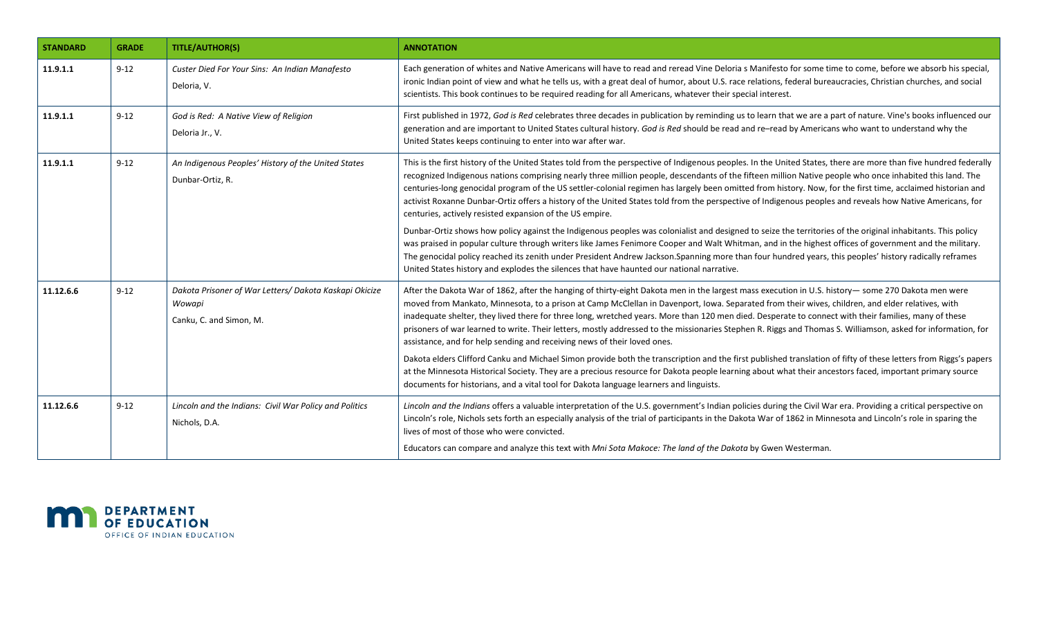| STANDARD | GRADE | TITLE/AUTHOR(S) | ANNOTATION |
|---|---|---|---|
| 11.9.1.1 | 9-12 | *Custer Died For Your Sins: An Indian Manafesto*<br>Deloria, V. | Each generation of whites and Native Americans will have to read and reread Vine Deloria s Manifesto for some time to come, before we absorb his special, ironic Indian point of view and what he tells us, with a great deal of humor, about U.S. race relations, federal bureaucracies, Christian churches, and social scientists. This book continues to be required reading for all Americans, whatever their special interest. |
| 11.9.1.1 | 9-12 | *God is Red: A Native View of Religion*<br>Deloria Jr., V. | First published in 1972, *God is Red* celebrates three decades in publication by reminding us to learn that we are a part of nature. Vine's books influenced our generation and are important to United States cultural history. *God is Red* should be read and re–read by Americans who want to understand why the United States keeps continuing to enter into war after war. |
| 11.9.1.1 | 9-12 | *An Indigenous Peoples' History of the United States*<br>Dunbar-Ortiz, R. | This is the first history of the United States told from the perspective of Indigenous peoples. In the United States, there are more than five hundred federally recognized Indigenous nations comprising nearly three million people, descendants of the fifteen million Native people who once inhabited this land. The centuries-long genocidal program of the US settler-colonial regimen has largely been omitted from history. Now, for the first time, acclaimed historian and activist Roxanne Dunbar-Ortiz offers a history of the United States told from the perspective of Indigenous peoples and reveals how Native Americans, for centuries, actively resisted expansion of the US empire.<br><br>Dunbar-Ortiz shows how policy against the Indigenous peoples was colonialist and designed to seize the territories of the original inhabitants. This policy was praised in popular culture through writers like James Fenimore Cooper and Walt Whitman, and in the highest offices of government and the military. The genocidal policy reached its zenith under President Andrew Jackson.Spanning more than four hundred years, this peoples' history radically reframes United States history and explodes the silences that have haunted our national narrative. |
| 11.12.6.6 | 9-12 | *Dakota Prisoner of War Letters/ Dakota Kaskapi Okicize Wowapi*<br>Canku, C. and Simon, M. | After the Dakota War of 1862, after the hanging of thirty-eight Dakota men in the largest mass execution in U.S. history— some 270 Dakota men were moved from Mankato, Minnesota, to a prison at Camp McClellan in Davenport, Iowa. Separated from their wives, children, and elder relatives, with inadequate shelter, they lived there for three long, wretched years. More than 120 men died. Desperate to connect with their families, many of these prisoners of war learned to write. Their letters, mostly addressed to the missionaries Stephen R. Riggs and Thomas S. Williamson, asked for information, for assistance, and for help sending and receiving news of their loved ones.<br><br>Dakota elders Clifford Canku and Michael Simon provide both the transcription and the first published translation of fifty of these letters from Riggs's papers at the Minnesota Historical Society. They are a precious resource for Dakota people learning about what their ancestors faced, important primary source documents for historians, and a vital tool for Dakota language learners and linguists. |
| 11.12.6.6 | 9-12 | *Lincoln and the Indians: Civil War Policy and Politics*<br>Nichols, D.A. | *Lincoln and the Indians* offers a valuable interpretation of the U.S. government's Indian policies during the Civil War era. Providing a critical perspective on Lincoln's role, Nichols sets forth an especially analysis of the trial of participants in the Dakota War of 1862 in Minnesota and Lincoln's role in sparing the lives of most of those who were convicted.<br><br>Educators can compare and analyze this text with *Mni Sota Makoce: The land of the Dakota* by Gwen Westerman. |

DEPARTMENT OF EDUCATION
OFFICE OF INDIAN EDUCATION